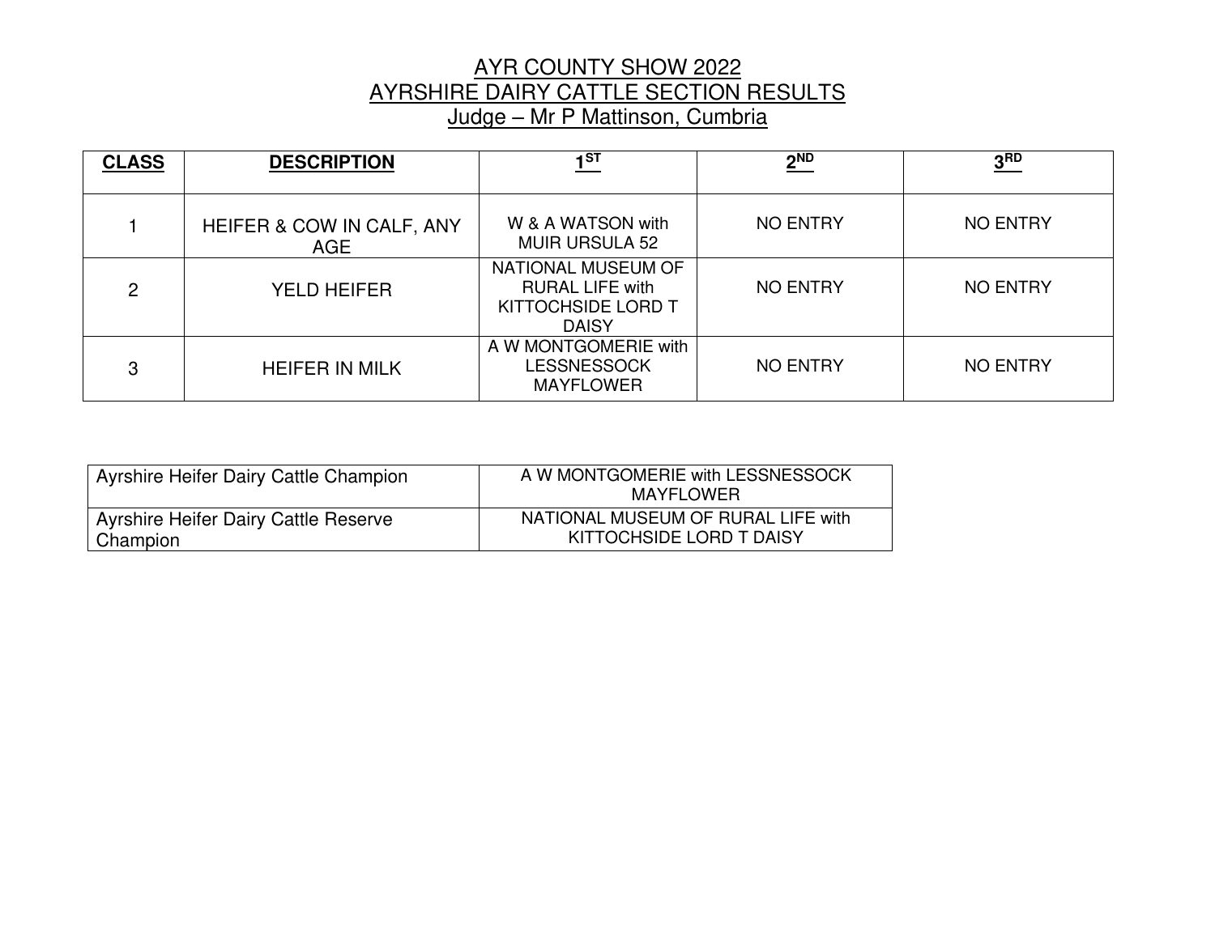# AYR COUNTY SHOW 2022
## AYRSHIRE DAIRY CATTLE SECTION RESULTS
### Judge – Mr P Mattinson, Cumbria

| CLASS | DESCRIPTION | 1ST | 2ND | 3RD |
|---|---|---|---|---|
| 1 | HEIFER & COW IN CALF, ANY AGE | W & A WATSON with MUIR URSULA 52 | NO ENTRY | NO ENTRY |
| 2 | YELD HEIFER | NATIONAL MUSEUM OF RURAL LIFE with KITTOCHSIDE LORD T DAISY | NO ENTRY | NO ENTRY |
| 3 | HEIFER IN MILK | A W MONTGOMERIE with LESSNESSOCK MAYFLOWER | NO ENTRY | NO ENTRY |

| | |
|---|---|
| Ayrshire Heifer Dairy Cattle Champion | A W MONTGOMERIE with LESSNESSOCK MAYFLOWER |
| Ayrshire Heifer Dairy Cattle Reserve Champion | NATIONAL MUSEUM OF RURAL LIFE with KITTOCHSIDE LORD T DAISY |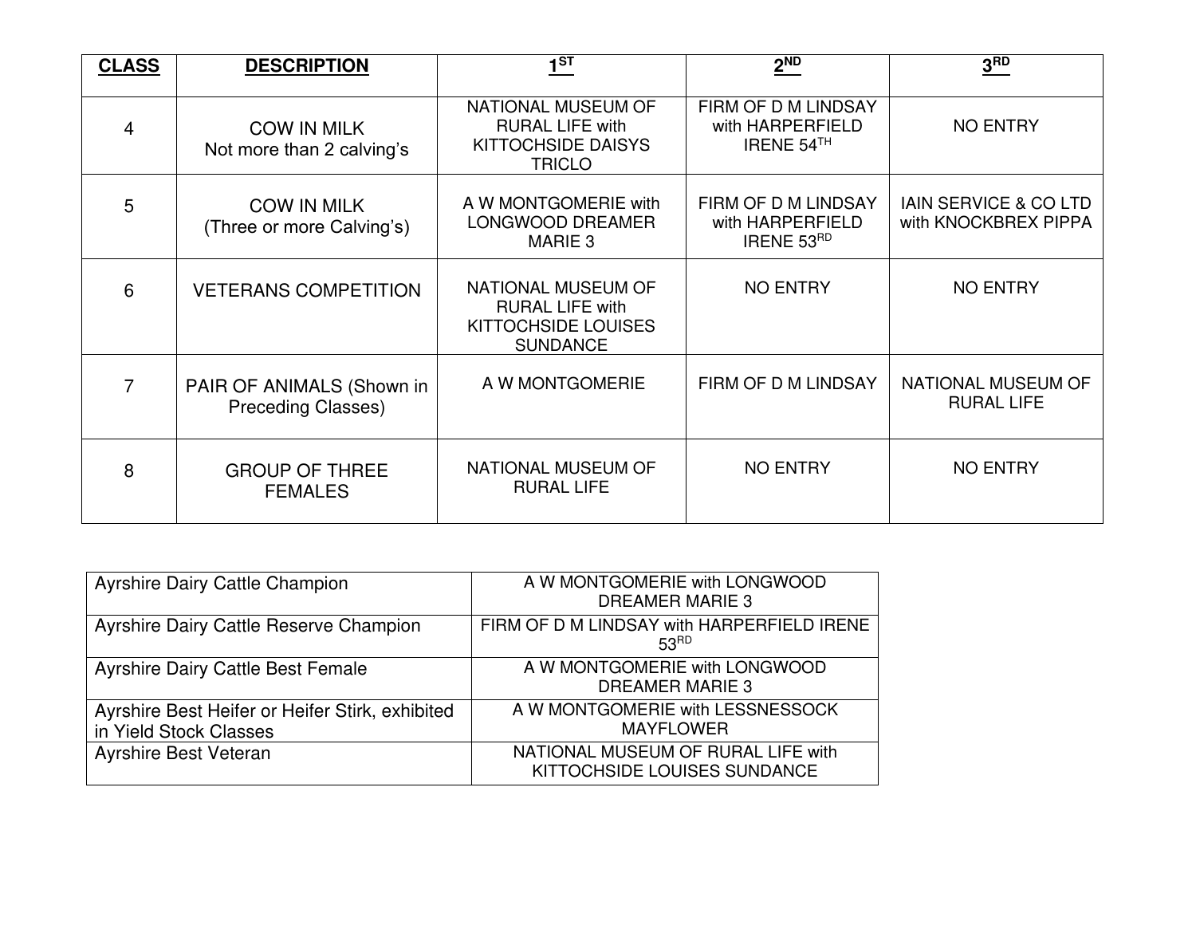| **CLASS** | **DESCRIPTION** | **1ST** | **2ND** | **3RD** |
|---|---|---|---|---|
| 4 | COW IN MILK Not more than 2 calving's | NATIONAL MUSEUM OF RURAL LIFE with KITTOCHSIDE DAISYS TRICLO | FIRM OF D M LINDSAY with HARPERFIELD IRENE 54TH | NO ENTRY |
| 5 | COW IN MILK (Three or more Calving's) | A W MONTGOMERIE with LONGWOOD DREAMER MARIE 3 | FIRM OF D M LINDSAY with HARPERFIELD IRENE 53RD | IAIN SERVICE & CO LTD with KNOCKBREX PIPPA |
| 6 | VETERANS COMPETITION | NATIONAL MUSEUM OF RURAL LIFE with KITTOCHSIDE LOUISES SUNDANCE | NO ENTRY | NO ENTRY |
| 7 | PAIR OF ANIMALS (Shown in Preceding Classes) | A W MONTGOMERIE | FIRM OF D M LINDSAY | NATIONAL MUSEUM OF RURAL LIFE |
| 8 | GROUP OF THREE FEMALES | NATIONAL MUSEUM OF RURAL LIFE | NO ENTRY | NO ENTRY |

| | |
|---|---|
| Ayrshire Dairy Cattle Champion | A W MONTGOMERIE with LONGWOOD DREAMER MARIE 3 |
| Ayrshire Dairy Cattle Reserve Champion | FIRM OF D M LINDSAY with HARPERFIELD IRENE 53RD |
| Ayrshire Dairy Cattle Best Female | A W MONTGOMERIE with LONGWOOD DREAMER MARIE 3 |
| Ayrshire Best Heifer or Heifer Stirk, exhibited in Yield Stock Classes | A W MONTGOMERIE with LESSNESSOCK MAYFLOWER |
| Ayrshire Best Veteran | NATIONAL MUSEUM OF RURAL LIFE with KITTOCHSIDE LOUISES SUNDANCE |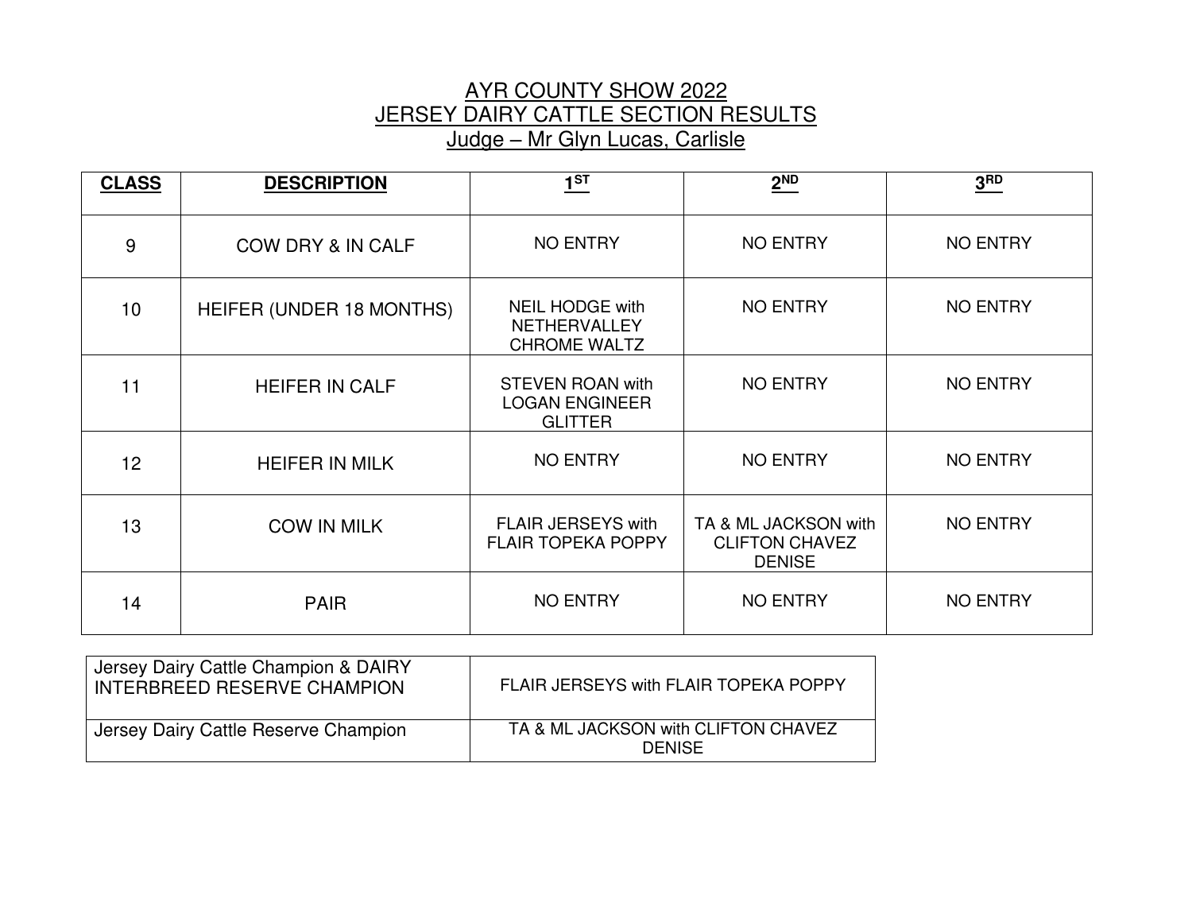# AYR COUNTY SHOW 2022
## JERSEY DAIRY CATTLE SECTION RESULTS
### Judge – Mr Glyn Lucas, Carlisle

| CLASS | DESCRIPTION | 1ST | 2ND | 3RD |
|---|---|---|---|---|
| 9 | COW DRY & IN CALF | NO ENTRY | NO ENTRY | NO ENTRY |
| 10 | HEIFER (UNDER 18 MONTHS) | NEIL HODGE with NETHERVALLEY CHROME WALTZ | NO ENTRY | NO ENTRY |
| 11 | HEIFER IN CALF | STEVEN ROAN with LOGAN ENGINEER GLITTER | NO ENTRY | NO ENTRY |
| 12 | HEIFER IN MILK | NO ENTRY | NO ENTRY | NO ENTRY |
| 13 | COW IN MILK | FLAIR JERSEYS with FLAIR TOPEKA POPPY | TA & ML JACKSON with CLIFTON CHAVEZ DENISE | NO ENTRY |
| 14 | PAIR | NO ENTRY | NO ENTRY | NO ENTRY |

| | |
|---|---|
| Jersey Dairy Cattle Champion & DAIRY INTERBREED RESERVE CHAMPION | FLAIR JERSEYS with FLAIR TOPEKA POPPY |
| Jersey Dairy Cattle Reserve Champion | TA & ML JACKSON with CLIFTON CHAVEZ DENISE |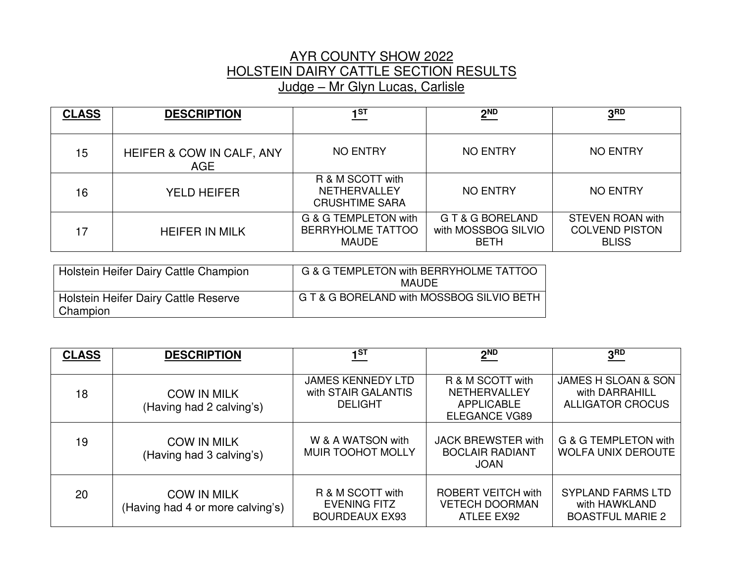# AYR COUNTY SHOW 2022

## HOLSTEIN DAIRY CATTLE SECTION RESULTS

### Judge – Mr Glyn Lucas, Carlisle

| CLASS | DESCRIPTION | 1ST | 2ND | 3RD |
|---|---|---|---|---|
| 15 | HEIFER & COW IN CALF, ANY AGE | NO ENTRY | NO ENTRY | NO ENTRY |
| 16 | YELD HEIFER | R & M SCOTT with NETHERVALLEY CRUSHTIME SARA | NO ENTRY | NO ENTRY |
| 17 | HEIFER IN MILK | G & G TEMPLETON with BERRYHOLME TATTOO MAUDE | G T & G BORELAND with MOSSBOG SILVIO BETH | STEVEN ROAN with COLVEND PISTON BLISS |

| | |
|---|---|
| Holstein Heifer Dairy Cattle Champion | G & G TEMPLETON with BERRYHOLME TATTOO MAUDE |
| Holstein Heifer Dairy Cattle Reserve Champion | G T & G BORELAND with MOSSBOG SILVIO BETH |

| CLASS | DESCRIPTION | 1ST | 2ND | 3RD |
|---|---|---|---|---|
| 18 | COW IN MILK (Having had 2 calving's) | JAMES KENNEDY LTD with STAIR GALANTIS DELIGHT | R & M SCOTT with NETHERVALLEY APPLICABLE ELEGANCE VG89 | JAMES H SLOAN & SON with DARRAHILL ALLIGATOR CROCUS |
| 19 | COW IN MILK (Having had 3 calving's) | W & A WATSON with MUIR TOOHOT MOLLY | JACK BREWSTER with BOCLAIR RADIANT JOAN | G & G TEMPLETON with WOLFA UNIX DEROUTE |
| 20 | COW IN MILK (Having had 4 or more calving's) | R & M SCOTT with EVENING FITZ BOURDEAUX EX93 | ROBERT VEITCH with VETECH DOORMAN ATLEE EX92 | SYPLAND FARMS LTD with HAWKLAND BOASTFUL MARIE 2 |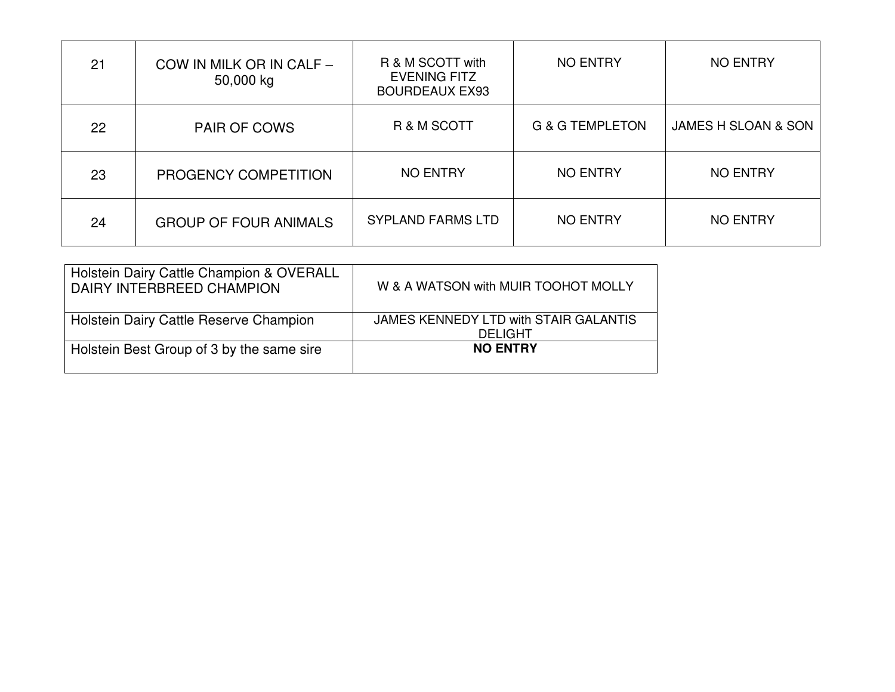| 21 | COW IN MILK OR IN CALF – 50,000 kg | R & M SCOTT with EVENING FITZ BOURDEAUX EX93 | NO ENTRY | NO ENTRY |
|---|---|---|---|---|
| 22 | PAIR OF COWS | R & M SCOTT | G & G TEMPLETON | JAMES H SLOAN & SON |
| 23 | PROGENCY COMPETITION | NO ENTRY | NO ENTRY | NO ENTRY |
| 24 | GROUP OF FOUR ANIMALS | SYPLAND FARMS LTD | NO ENTRY | NO ENTRY |

| Holstein Dairy Cattle Champion & OVERALL DAIRY INTERBREED CHAMPION | W & A WATSON with MUIR TOOHOT MOLLY |
|---|---|
| Holstein Dairy Cattle Reserve Champion | JAMES KENNEDY LTD with STAIR GALANTIS DELIGHT |
| Holstein Best Group of 3 by the same sire | **NO ENTRY** |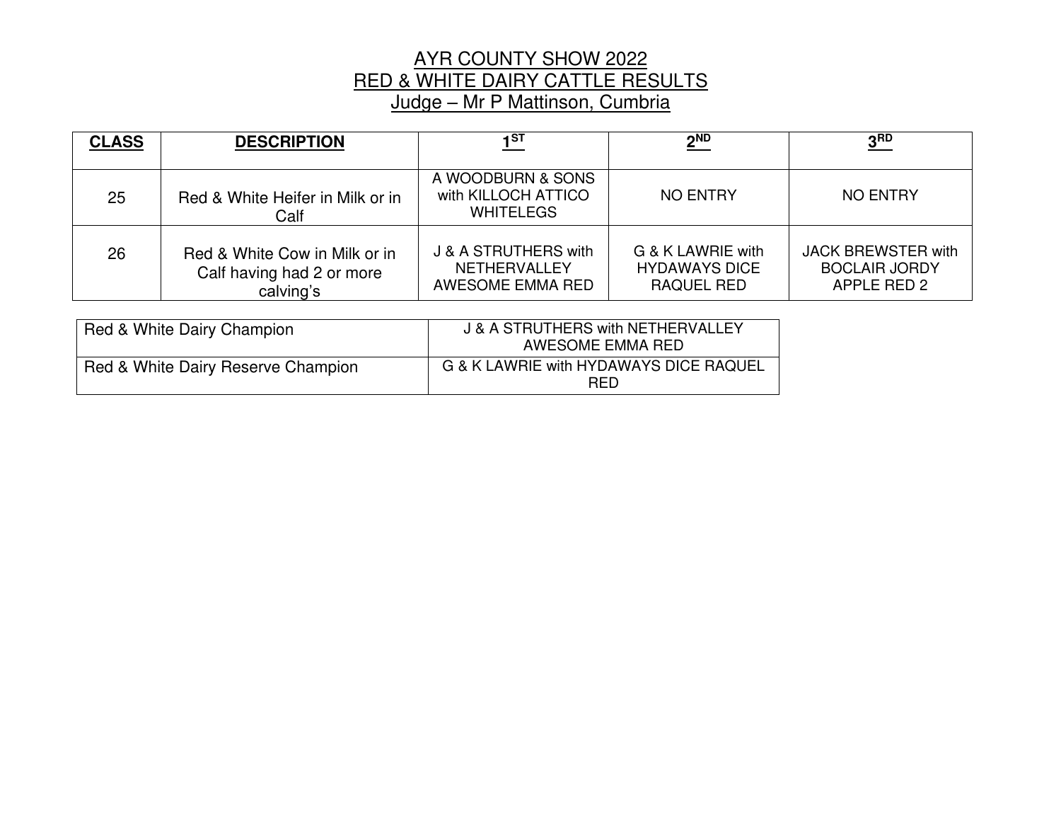# AYR COUNTY SHOW 2022
## RED & WHITE DAIRY CATTLE RESULTS
### Judge – Mr P Mattinson, Cumbria

| **CLASS** | **DESCRIPTION** | **1ST** | **2ND** | **3RD** |
|---|---|---|---|---|
| 25 | Red & White Heifer in Milk or in Calf | A WOODBURN & SONS with KILLOCH ATTICO WHITELEGS | NO ENTRY | NO ENTRY |
| 26 | Red & White Cow in Milk or in Calf having had 2 or more calving's | J & A STRUTHERS with NETHERVALLEY AWESOME EMMA RED | G & K LAWRIE with HYDAWAYS DICE RAQUEL RED | JACK BREWSTER with BOCLAIR JORDY APPLE RED 2 |

| | |
|---|---|
| Red & White Dairy Champion | J & A STRUTHERS with NETHERVALLEY AWESOME EMMA RED |
| Red & White Dairy Reserve Champion | G & K LAWRIE with HYDAWAYS DICE RAQUEL RED |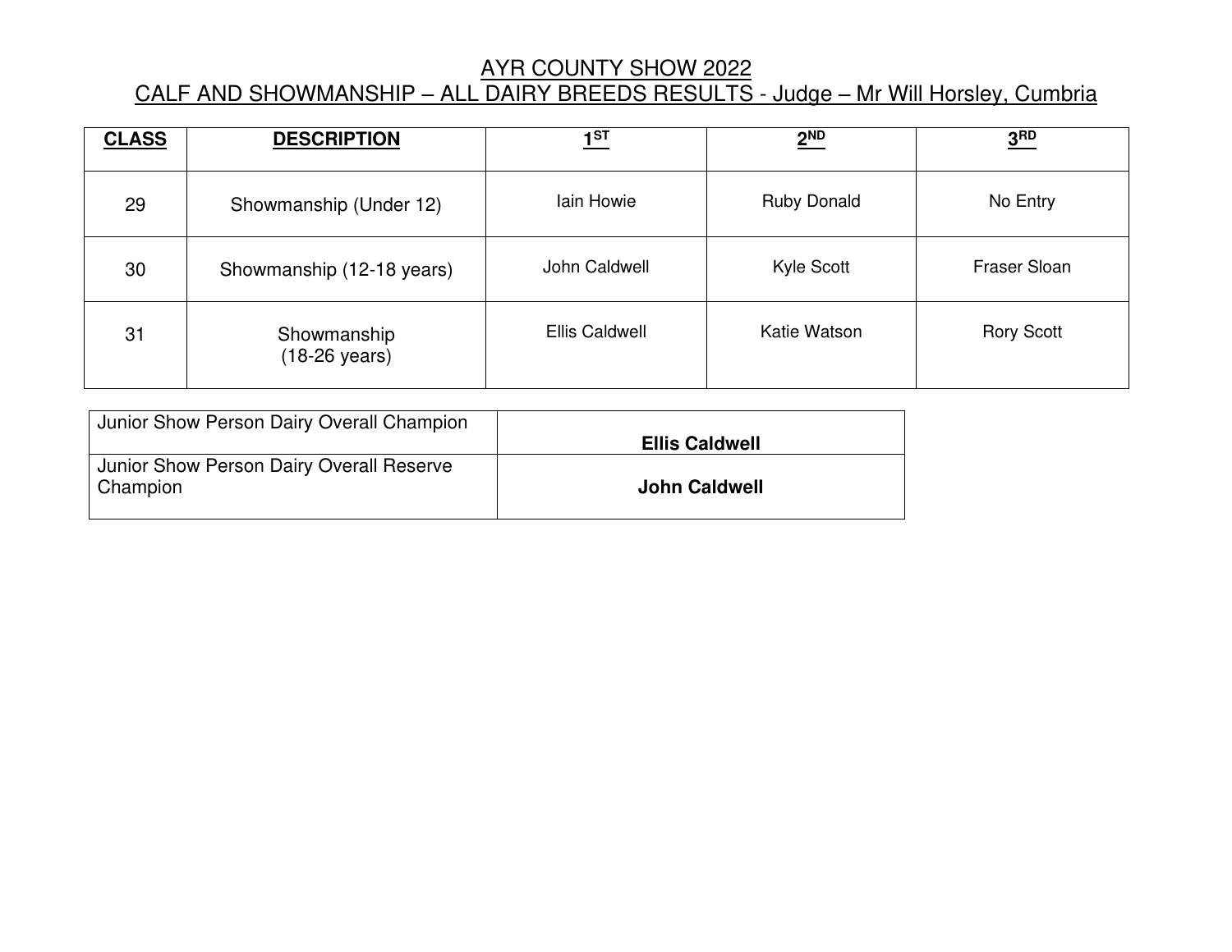# AYR COUNTY SHOW 2022

## CALF AND SHOWMANSHIP – ALL DAIRY BREEDS RESULTS - Judge – Mr Will Horsley, Cumbria

| CLASS | DESCRIPTION | 1ST | 2ND | 3RD |
|---|---|---|---|---|
| 29 | Showmanship (Under 12) | Iain Howie | Ruby Donald | No Entry |
| 30 | Showmanship (12-18 years) | John Caldwell | Kyle Scott | Fraser Sloan |
| 31 | Showmanship (18-26 years) | Ellis Caldwell | Katie Watson | Rory Scott |

| | |
|---|---|
| Junior Show Person Dairy Overall Champion | **Ellis Caldwell** |
| Junior Show Person Dairy Overall Reserve Champion | **John Caldwell** |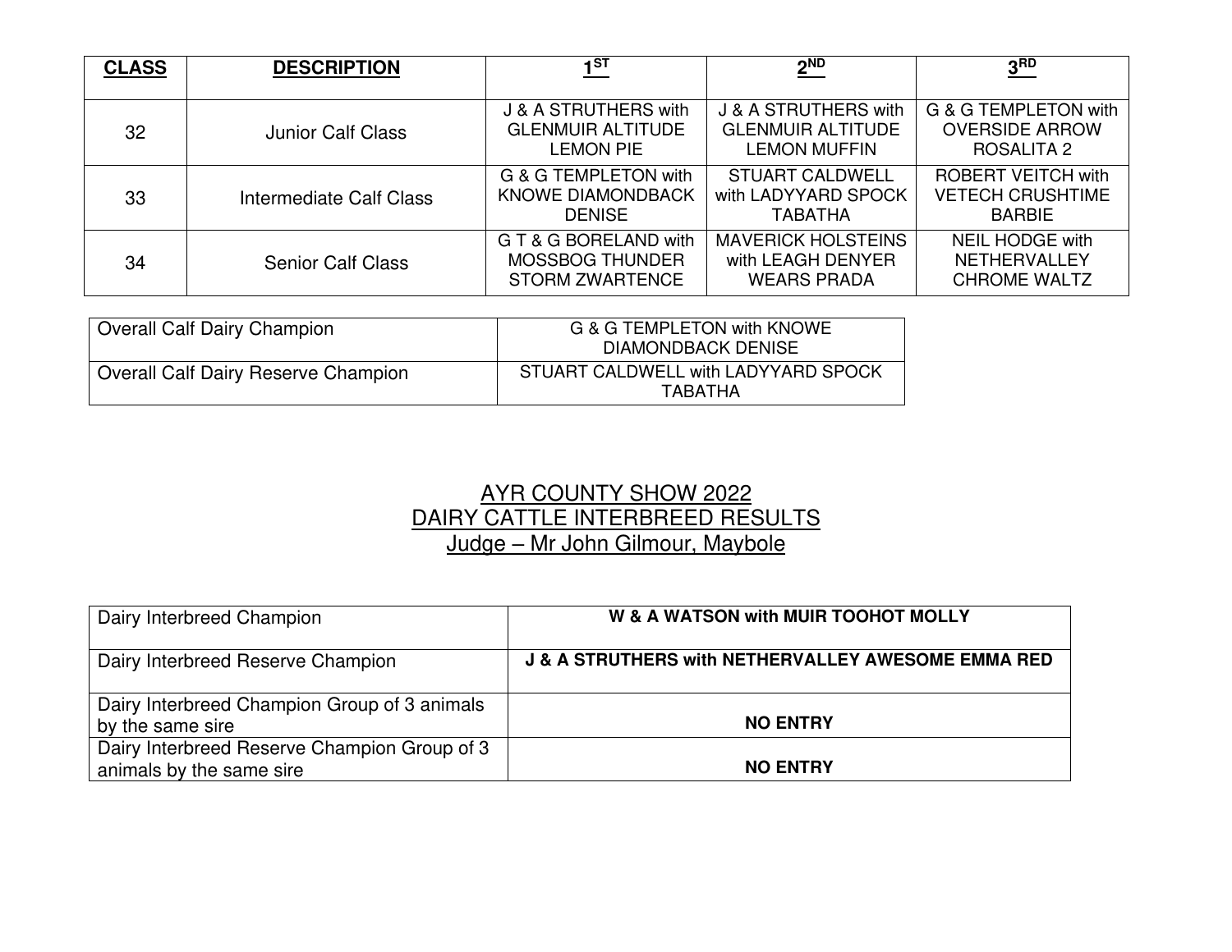| **CLASS** | **DESCRIPTION** | **1ST** | **2ND** | **3RD** |
|---|---|---|---|---|
| 32 | Junior Calf Class | J & A STRUTHERS with GLENMUIR ALTITUDE LEMON PIE | J & A STRUTHERS with GLENMUIR ALTITUDE LEMON MUFFIN | G & G TEMPLETON with OVERSIDE ARROW ROSALITA 2 |
| 33 | Intermediate Calf Class | G & G TEMPLETON with KNOWE DIAMONDBACK DENISE | STUART CALDWELL with LADYYARD SPOCK TABATHA | ROBERT VEITCH with VETECH CRUSHTIME BARBIE |
| 34 | Senior Calf Class | G T & G BORELAND with MOSSBOG THUNDER STORM ZWARTENCE | MAVERICK HOLSTEINS with LEAGH DENYER WEARS PRADA | NEIL HODGE with NETHERVALLEY CHROME WALTZ |

| | |
|---|---|
| Overall Calf Dairy Champion | G & G TEMPLETON with KNOWE DIAMONDBACK DENISE |
| Overall Calf Dairy Reserve Champion | STUART CALDWELL with LADYYARD SPOCK TABATHA |

## AYR COUNTY SHOW 2022
## DAIRY CATTLE INTERBREED RESULTS
### Judge – Mr John Gilmour, Maybole

| | |
|---|---|
| Dairy Interbreed Champion | **W & A WATSON with MUIR TOOHOT MOLLY** |
| Dairy Interbreed Reserve Champion | **J & A STRUTHERS with NETHERVALLEY AWESOME EMMA RED** |
| Dairy Interbreed Champion Group of 3 animals by the same sire | **NO ENTRY** |
| Dairy Interbreed Reserve Champion Group of 3 animals by the same sire | **NO ENTRY** |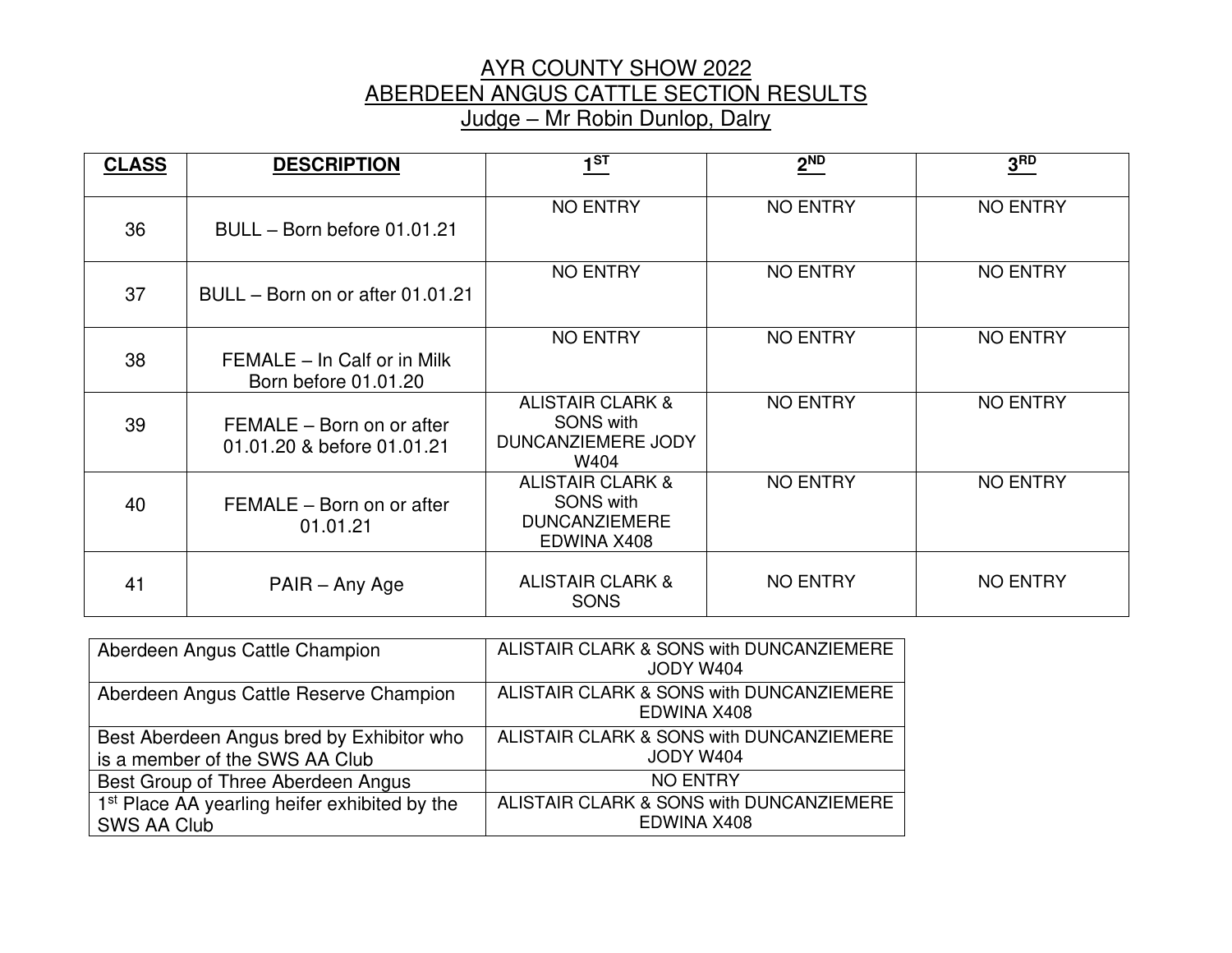# AYR COUNTY SHOW 2022
## ABERDEEN ANGUS CATTLE SECTION RESULTS
### Judge – Mr Robin Dunlop, Dalry

| CLASS | DESCRIPTION | 1ST | 2ND | 3RD |
|---|---|---|---|---|
| 36 | BULL – Born before 01.01.21 | NO ENTRY | NO ENTRY | NO ENTRY |
| 37 | BULL – Born on or after 01.01.21 | NO ENTRY | NO ENTRY | NO ENTRY |
| 38 | FEMALE – In Calf or in Milk Born before 01.01.20 | NO ENTRY | NO ENTRY | NO ENTRY |
| 39 | FEMALE – Born on or after 01.01.20 & before 01.01.21 | ALISTAIR CLARK & SONS with DUNCANZIEMERE JODY W404 | NO ENTRY | NO ENTRY |
| 40 | FEMALE – Born on or after 01.01.21 | ALISTAIR CLARK & SONS with DUNCANZIEMERE EDWINA X408 | NO ENTRY | NO ENTRY |
| 41 | PAIR – Any Age | ALISTAIR CLARK & SONS | NO ENTRY | NO ENTRY |

| | |
|---|---|
| Aberdeen Angus Cattle Champion | ALISTAIR CLARK & SONS with DUNCANZIEMERE JODY W404 |
| Aberdeen Angus Cattle Reserve Champion | ALISTAIR CLARK & SONS with DUNCANZIEMERE EDWINA X408 |
| Best Aberdeen Angus bred by Exhibitor who is a member of the SWS AA Club | ALISTAIR CLARK & SONS with DUNCANZIEMERE JODY W404 |
| Best Group of Three Aberdeen Angus | NO ENTRY |
| 1st Place AA yearling heifer exhibited by the SWS AA Club | ALISTAIR CLARK & SONS with DUNCANZIEMERE EDWINA X408 |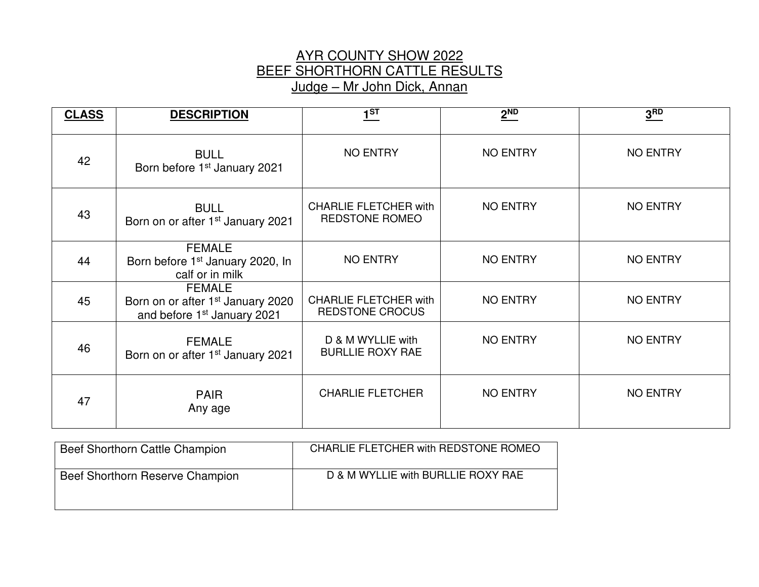# AYR COUNTY SHOW 2022
## BEEF SHORTHORN CATTLE RESULTS
### Judge – Mr John Dick, Annan

| CLASS | DESCRIPTION | 1ST | 2ND | 3RD |
|---|---|---|---|---|
| 42 | BULL<br>Born before 1st January 2021 | NO ENTRY | NO ENTRY | NO ENTRY |
| 43 | BULL<br>Born on or after 1st January 2021 | CHARLIE FLETCHER with REDSTONE ROMEO | NO ENTRY | NO ENTRY |
| 44 | FEMALE<br>Born before 1st January 2020, In calf or in milk | NO ENTRY | NO ENTRY | NO ENTRY |
| 45 | FEMALE<br>Born on or after 1st January 2020 and before 1st January 2021 | CHARLIE FLETCHER with REDSTONE CROCUS | NO ENTRY | NO ENTRY |
| 46 | FEMALE<br>Born on or after 1st January 2021 | D & M WYLLIE with BURLLIE ROXY RAE | NO ENTRY | NO ENTRY |
| 47 | PAIR<br>Any age | CHARLIE FLETCHER | NO ENTRY | NO ENTRY |

| | |
|---|---|
| Beef Shorthorn Cattle Champion | CHARLIE FLETCHER with REDSTONE ROMEO |
| Beef Shorthorn Reserve Champion | D & M WYLLIE with BURLLIE ROXY RAE |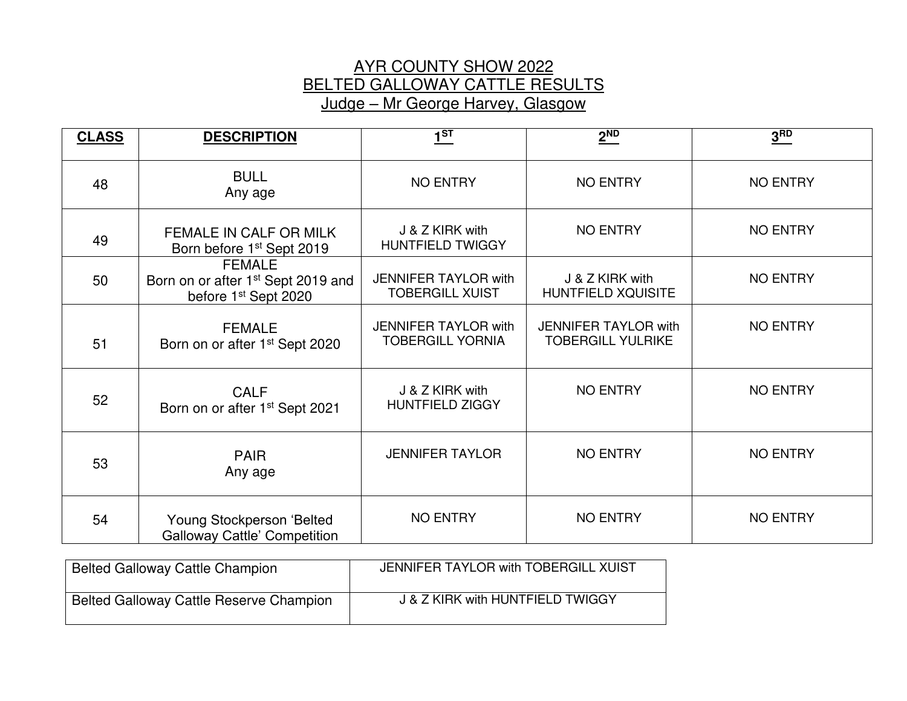# AYR COUNTY SHOW 2022
## BELTED GALLOWAY CATTLE RESULTS
### Judge – Mr George Harvey, Glasgow

| CLASS | DESCRIPTION | 1ST | 2ND | 3RD |
|---|---|---|---|---|
| 48 | BULL<br>Any age | NO ENTRY | NO ENTRY | NO ENTRY |
| 49 | FEMALE IN CALF OR MILK<br>Born before 1st Sept 2019 | J & Z KIRK with HUNTFIELD TWIGGY | NO ENTRY | NO ENTRY |
| 50 | FEMALE<br>Born on or after 1st Sept 2019 and before 1st Sept 2020 | JENNIFER TAYLOR with TOBERGILL XUIST | J & Z KIRK with HUNTFIELD XQUISITE | NO ENTRY |
| 51 | FEMALE<br>Born on or after 1st Sept 2020 | JENNIFER TAYLOR with TOBERGILL YORNIA | JENNIFER TAYLOR with TOBERGILL YULRIKE | NO ENTRY |
| 52 | CALF<br>Born on or after 1st Sept 2021 | J & Z KIRK with HUNTFIELD ZIGGY | NO ENTRY | NO ENTRY |
| 53 | PAIR<br>Any age | JENNIFER TAYLOR | NO ENTRY | NO ENTRY |
| 54 | Young Stockperson 'Belted Galloway Cattle' Competition | NO ENTRY | NO ENTRY | NO ENTRY |

| | |
|---|---|
| Belted Galloway Cattle Champion | JENNIFER TAYLOR with TOBERGILL XUIST |
| Belted Galloway Cattle Reserve Champion | J & Z KIRK with HUNTFIELD TWIGGY |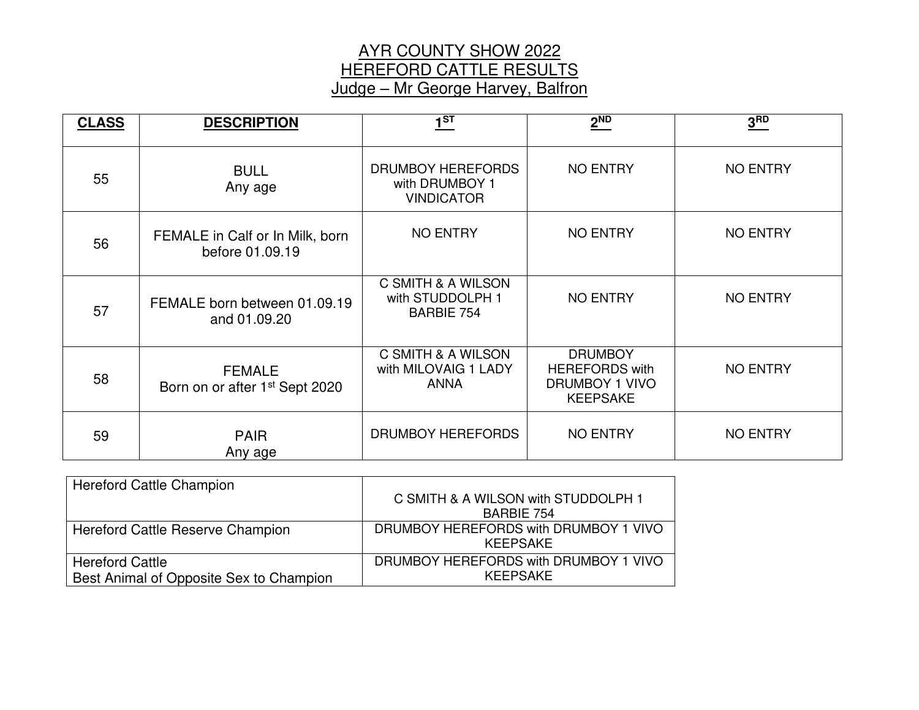# AYR COUNTY SHOW 2022
## HEREFORD CATTLE RESULTS
### Judge – Mr George Harvey, Balfron

| CLASS | DESCRIPTION | 1ST | 2ND | 3RD |
|---|---|---|---|---|
| 55 | BULL Any age | DRUMBOY HEREFORDS with DRUMBOY 1 VINDICATOR | NO ENTRY | NO ENTRY |
| 56 | FEMALE in Calf or In Milk, born before 01.09.19 | NO ENTRY | NO ENTRY | NO ENTRY |
| 57 | FEMALE born between 01.09.19 and 01.09.20 | C SMITH & A WILSON with STUDDOLPH 1 BARBIE 754 | NO ENTRY | NO ENTRY |
| 58 | FEMALE Born on or after 1st Sept 2020 | C SMITH & A WILSON with MILOVAIG 1 LADY ANNA | DRUMBOY HEREFORDS with DRUMBOY 1 VIVO KEEPSAKE | NO ENTRY |
| 59 | PAIR Any age | DRUMBOY HEREFORDS | NO ENTRY | NO ENTRY |

| | |
|---|---|
| Hereford Cattle Champion | C SMITH & A WILSON with STUDDOLPH 1 BARBIE 754 |
| Hereford Cattle Reserve Champion | DRUMBOY HEREFORDS with DRUMBOY 1 VIVO KEEPSAKE |
| Hereford Cattle Best Animal of Opposite Sex to Champion | DRUMBOY HEREFORDS with DRUMBOY 1 VIVO KEEPSAKE |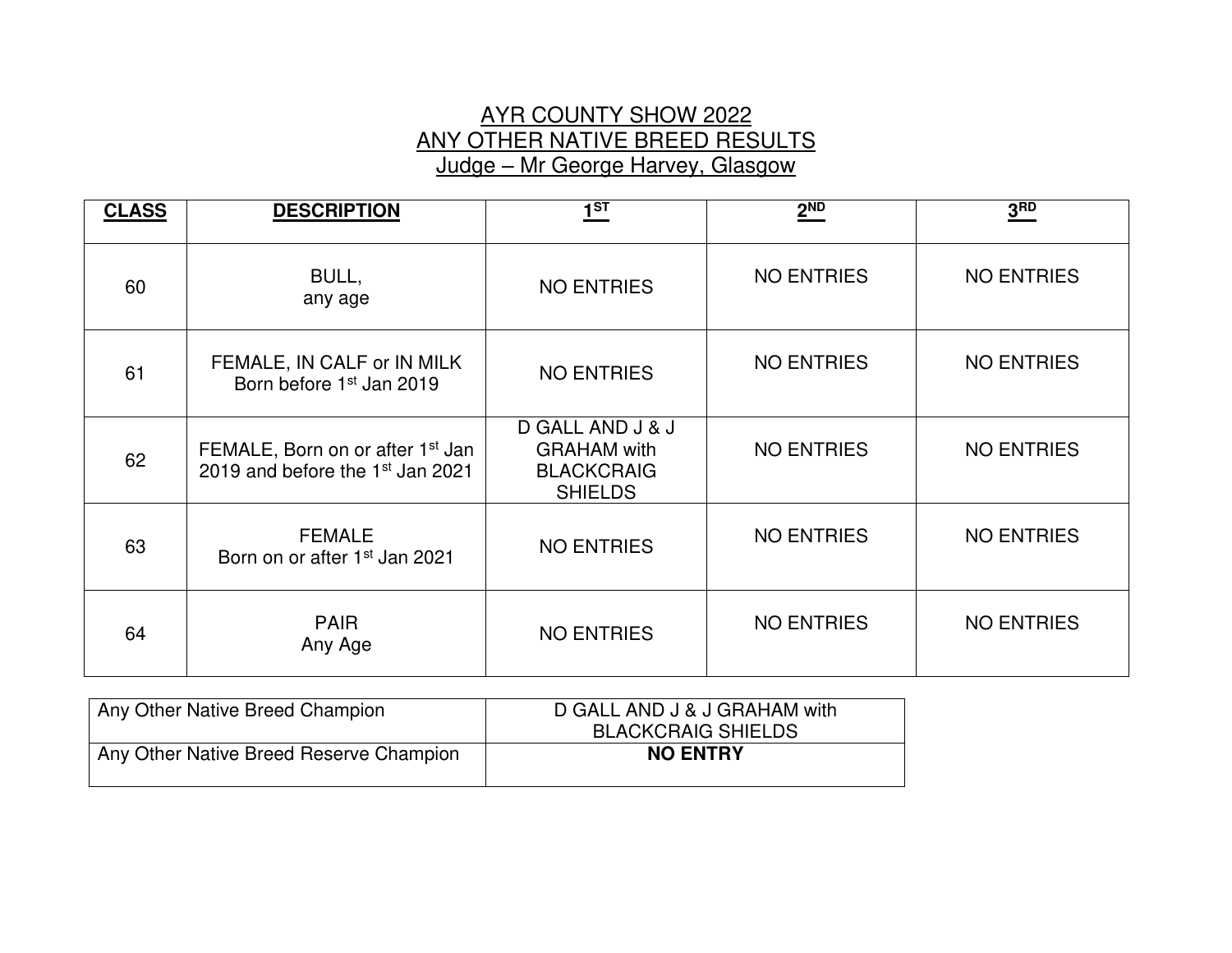# AYR COUNTY SHOW 2022
## ANY OTHER NATIVE BREED RESULTS
### Judge – Mr George Harvey, Glasgow

| CLASS | DESCRIPTION | 1ST | 2ND | 3RD |
|---|---|---|---|---|
| 60 | BULL, any age | NO ENTRIES | NO ENTRIES | NO ENTRIES |
| 61 | FEMALE, IN CALF or IN MILK Born before 1st Jan 2019 | NO ENTRIES | NO ENTRIES | NO ENTRIES |
| 62 | FEMALE, Born on or after 1st Jan 2019 and before the 1st Jan 2021 | D GALL AND J & J GRAHAM with BLACKCRAIG SHIELDS | NO ENTRIES | NO ENTRIES |
| 63 | FEMALE Born on or after 1st Jan 2021 | NO ENTRIES | NO ENTRIES | NO ENTRIES |
| 64 | PAIR Any Age | NO ENTRIES | NO ENTRIES | NO ENTRIES |

| | |
|---|---|
| Any Other Native Breed Champion | D GALL AND J & J GRAHAM with BLACKCRAIG SHIELDS |
| Any Other Native Breed Reserve Champion | **NO ENTRY** |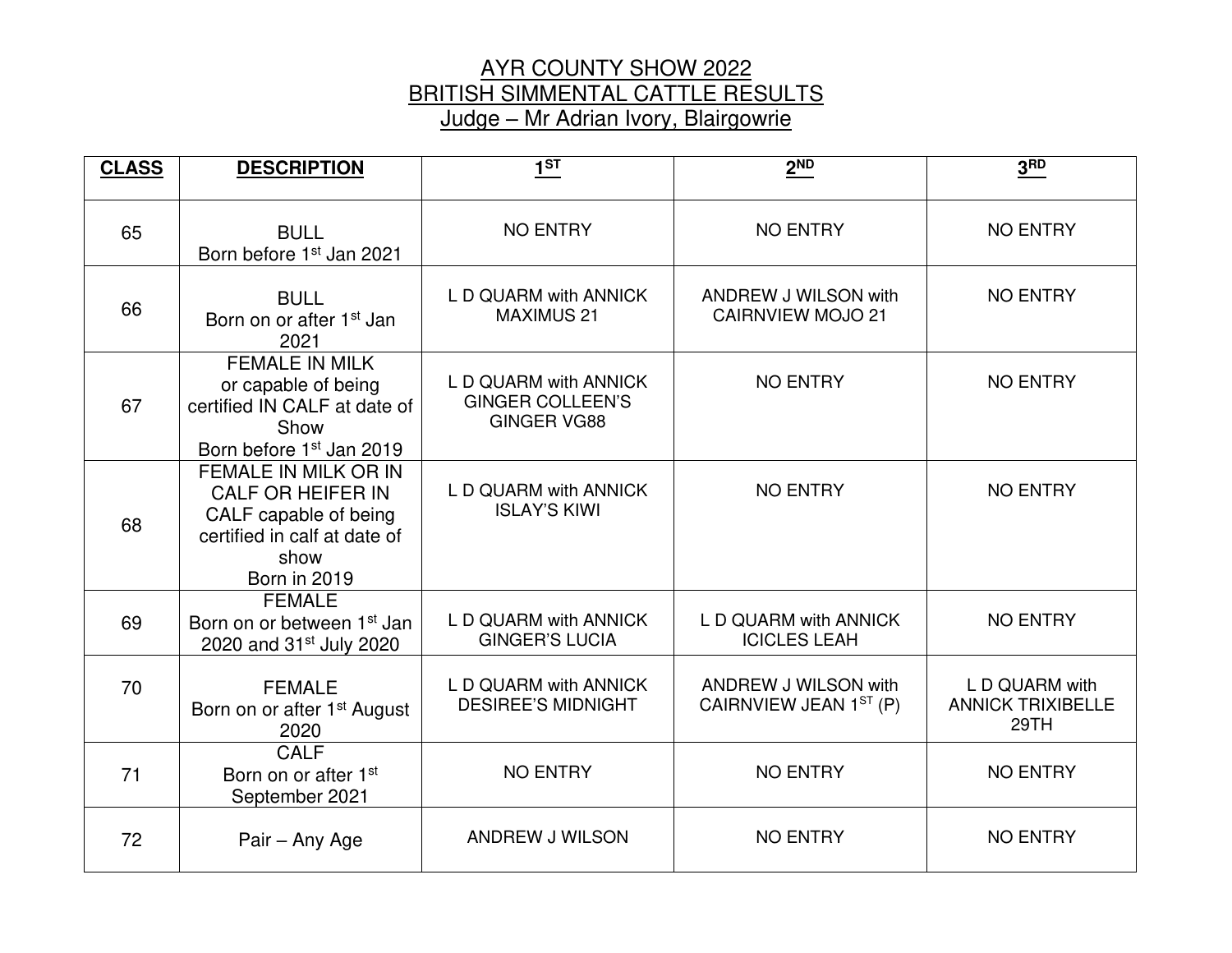# AYR COUNTY SHOW 2022
## BRITISH SIMMENTAL CATTLE RESULTS
### Judge – Mr Adrian Ivory, Blairgowrie

| CLASS | DESCRIPTION | 1ST | 2ND | 3RD |
|---|---|---|---|---|
| 65 | BULL Born before 1st Jan 2021 | NO ENTRY | NO ENTRY | NO ENTRY |
| 66 | BULL Born on or after 1st Jan 2021 | L D QUARM with ANNICK MAXIMUS 21 | ANDREW J WILSON with CAIRNVIEW MOJO 21 | NO ENTRY |
| 67 | FEMALE IN MILK or capable of being certified IN CALF at date of Show Born before 1st Jan 2019 | L D QUARM with ANNICK GINGER COLLEEN'S GINGER VG88 | NO ENTRY | NO ENTRY |
| 68 | FEMALE IN MILK OR IN CALF OR HEIFER IN CALF capable of being certified in calf at date of show Born in 2019 | L D QUARM with ANNICK ISLAY'S KIWI | NO ENTRY | NO ENTRY |
| 69 | FEMALE Born on or between 1st Jan 2020 and 31st July 2020 | L D QUARM with ANNICK GINGER'S LUCIA | L D QUARM with ANNICK ICICLES LEAH | NO ENTRY |
| 70 | FEMALE Born on or after 1st August 2020 | L D QUARM with ANNICK DESIREE'S MIDNIGHT | ANDREW J WILSON with CAIRNVIEW JEAN 1ST (P) | L D QUARM with ANNICK TRIXIBELLE 29TH |
| 71 | CALF Born on or after 1st September 2021 | NO ENTRY | NO ENTRY | NO ENTRY |
| 72 | Pair – Any Age | ANDREW J WILSON | NO ENTRY | NO ENTRY |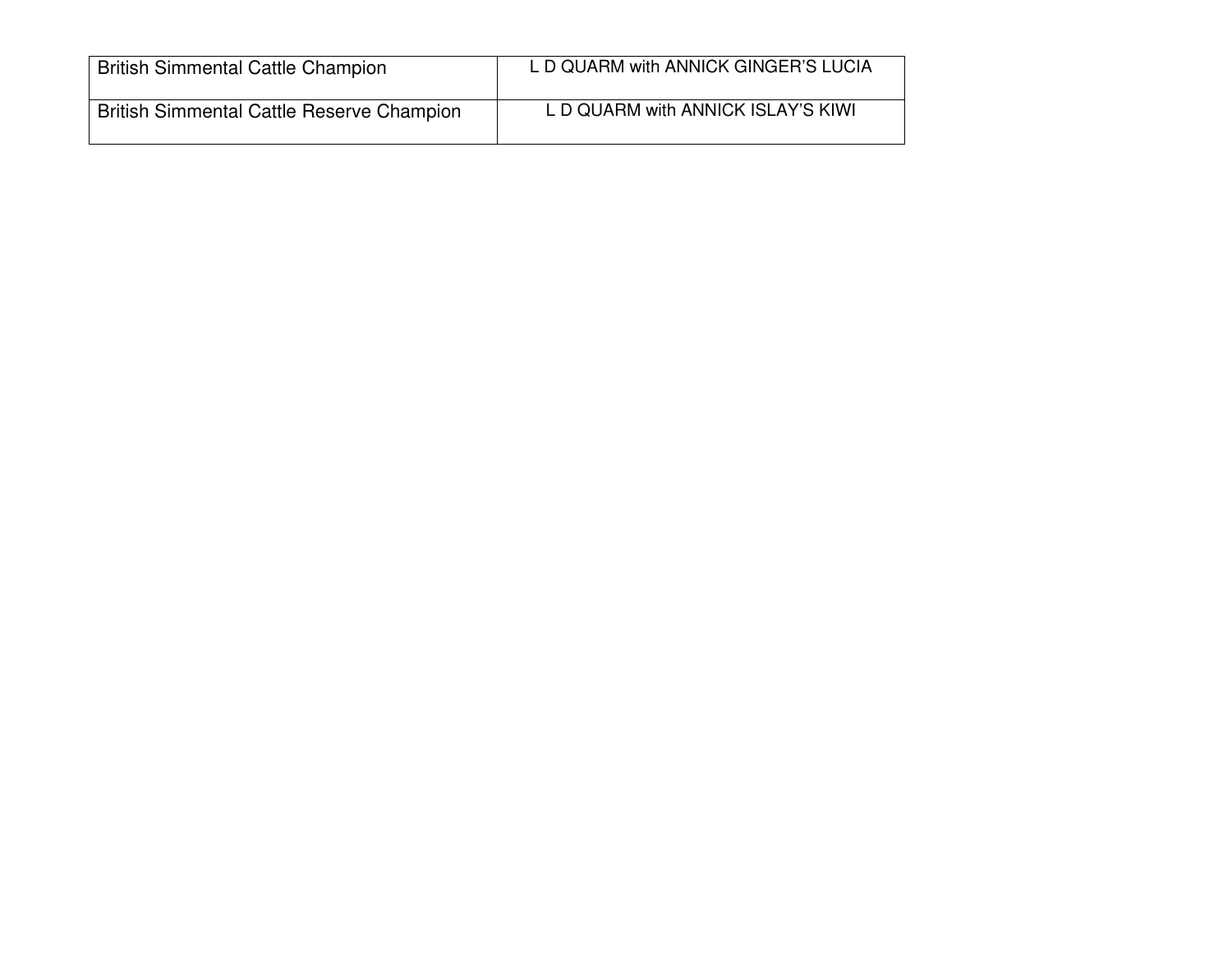| | |
|---|---|
| British Simmental Cattle Champion | L D QUARM with ANNICK GINGER'S LUCIA |
| British Simmental Cattle Reserve Champion | L D QUARM with ANNICK ISLAY'S KIWI |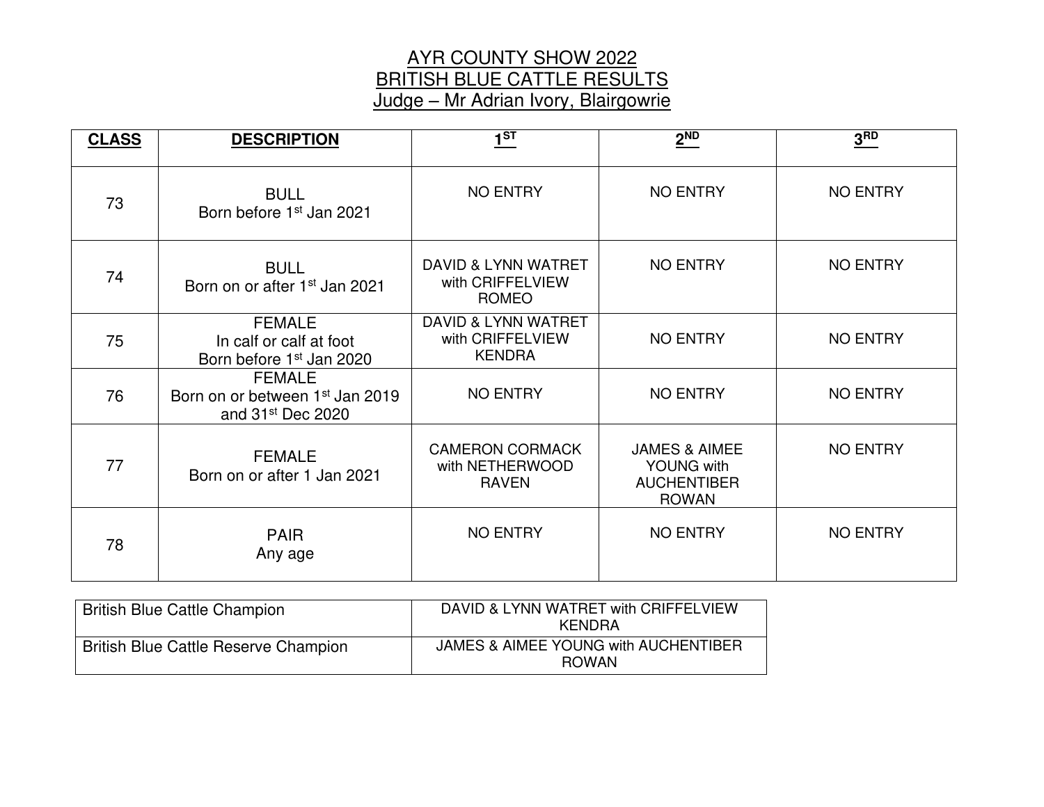# AYR COUNTY SHOW 2022
## BRITISH BLUE CATTLE RESULTS
### Judge – Mr Adrian Ivory, Blairgowrie

| CLASS | DESCRIPTION | 1ST | 2ND | 3RD |
|---|---|---|---|---|
| 73 | BULL<br>Born before 1st Jan 2021 | NO ENTRY | NO ENTRY | NO ENTRY |
| 74 | BULL<br>Born on or after 1st Jan 2021 | DAVID & LYNN WATRET with CRIFFELVIEW ROMEO | NO ENTRY | NO ENTRY |
| 75 | FEMALE<br>In calf or calf at foot<br>Born before 1st Jan 2020 | DAVID & LYNN WATRET with CRIFFELVIEW KENDRA | NO ENTRY | NO ENTRY |
| 76 | FEMALE<br>Born on or between 1st Jan 2019 and 31st Dec 2020 | NO ENTRY | NO ENTRY | NO ENTRY |
| 77 | FEMALE<br>Born on or after 1 Jan 2021 | CAMERON CORMACK with NETHERWOOD RAVEN | JAMES & AIMEE YOUNG with AUCHENTIBER ROWAN | NO ENTRY |
| 78 | PAIR<br>Any age | NO ENTRY | NO ENTRY | NO ENTRY |

| | |
|---|---|
| British Blue Cattle Champion | DAVID & LYNN WATRET with CRIFFELVIEW KENDRA |
| British Blue Cattle Reserve Champion | JAMES & AIMEE YOUNG with AUCHENTIBER ROWAN |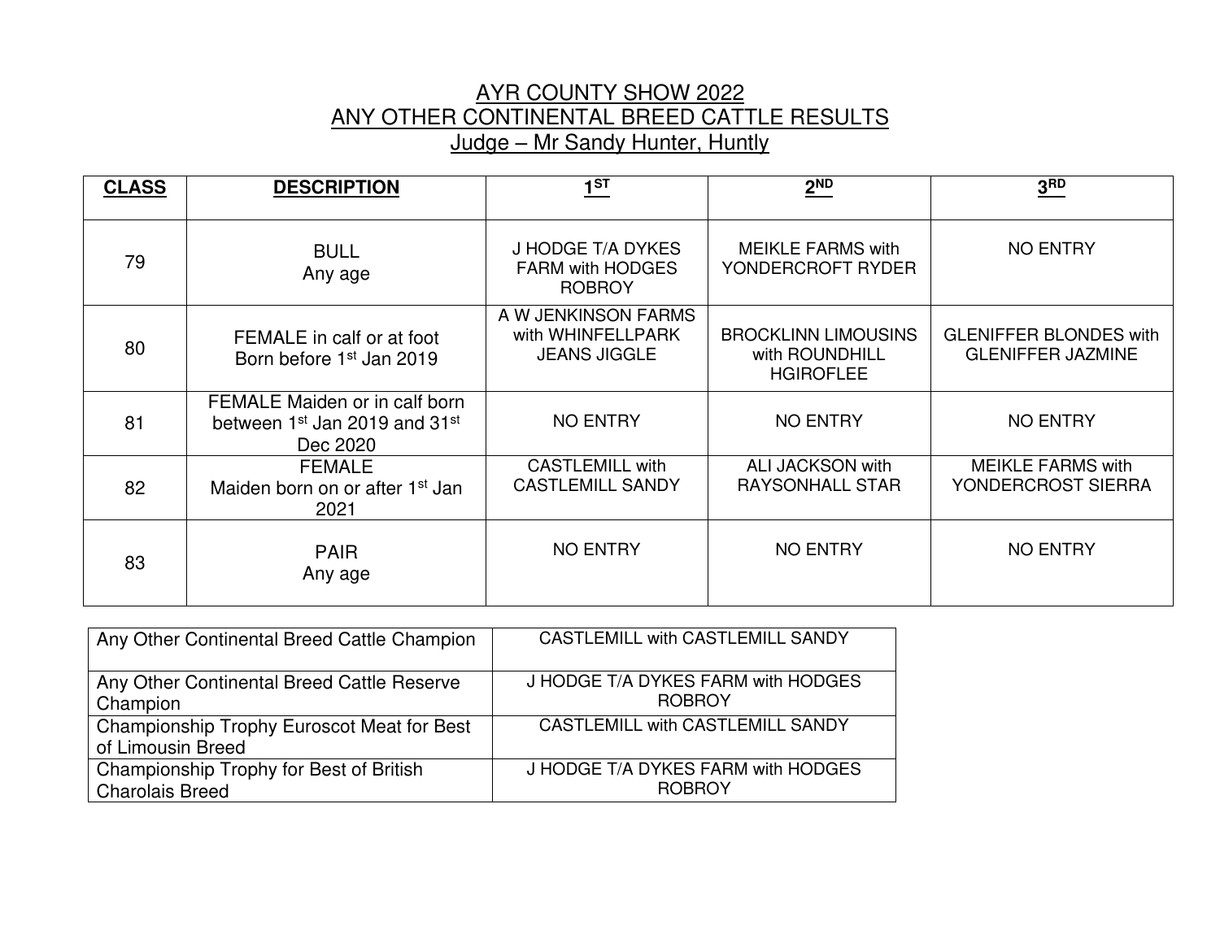# AYR COUNTY SHOW 2022
## ANY OTHER CONTINENTAL BREED CATTLE RESULTS
### Judge – Mr Sandy Hunter, Huntly

| CLASS | DESCRIPTION | 1ST | 2ND | 3RD |
|---|---|---|---|---|
| 79 | BULL Any age | J HODGE T/A DYKES FARM with HODGES ROBROY | MEIKLE FARMS with YONDERCROFT RYDER | NO ENTRY |
| 80 | FEMALE in calf or at foot Born before 1st Jan 2019 | A W JENKINSON FARMS with WHINFELLPARK JEANS JIGGLE | BROCKLINN LIMOUSINS with ROUNDHILL HGIROFLEE | GLENIFFER BLONDES with GLENIFFER JAZMINE |
| 81 | FEMALE Maiden or in calf born between 1st Jan 2019 and 31st Dec 2020 | NO ENTRY | NO ENTRY | NO ENTRY |
| 82 | FEMALE Maiden born on or after 1st Jan 2021 | CASTLEMILL with CASTLEMILL SANDY | ALI JACKSON with RAYSONHALL STAR | MEIKLE FARMS with YONDERCROST SIERRA |
| 83 | PAIR Any age | NO ENTRY | NO ENTRY | NO ENTRY |

| | |
|---|---|
| Any Other Continental Breed Cattle Champion | CASTLEMILL with CASTLEMILL SANDY |
| Any Other Continental Breed Cattle Reserve Champion | J HODGE T/A DYKES FARM with HODGES ROBROY |
| Championship Trophy Euroscot Meat for Best of Limousin Breed | CASTLEMILL with CASTLEMILL SANDY |
| Championship Trophy for Best of British Charolais Breed | J HODGE T/A DYKES FARM with HODGES ROBROY |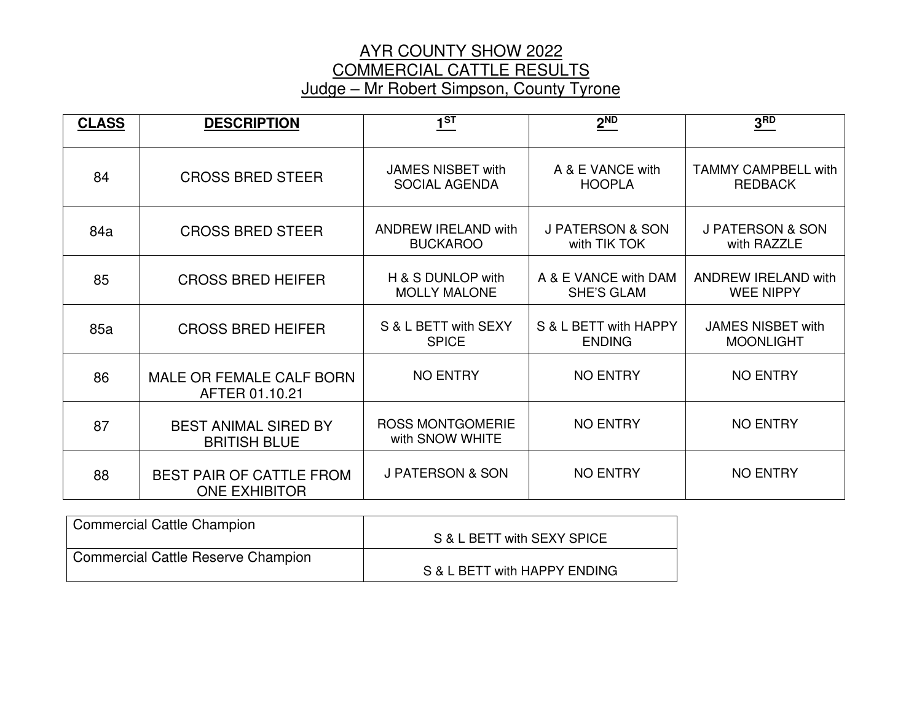# AYR COUNTY SHOW 2022
## COMMERCIAL CATTLE RESULTS
### Judge – Mr Robert Simpson, County Tyrone

| CLASS | DESCRIPTION | 1ST | 2ND | 3RD |
|---|---|---|---|---|
| 84 | CROSS BRED STEER | JAMES NISBET with SOCIAL AGENDA | A & E VANCE with HOOPLA | TAMMY CAMPBELL with REDBACK |
| 84a | CROSS BRED STEER | ANDREW IRELAND with BUCKAROO | J PATERSON & SON with TIK TOK | J PATERSON & SON with RAZZLE |
| 85 | CROSS BRED HEIFER | H & S DUNLOP with MOLLY MALONE | A & E VANCE with DAM SHE'S GLAM | ANDREW IRELAND with WEE NIPPY |
| 85a | CROSS BRED HEIFER | S & L BETT with SEXY SPICE | S & L BETT with HAPPY ENDING | JAMES NISBET with MOONLIGHT |
| 86 | MALE OR FEMALE CALF BORN AFTER 01.10.21 | NO ENTRY | NO ENTRY | NO ENTRY |
| 87 | BEST ANIMAL SIRED BY BRITISH BLUE | ROSS MONTGOMERIE with SNOW WHITE | NO ENTRY | NO ENTRY |
| 88 | BEST PAIR OF CATTLE FROM ONE EXHIBITOR | J PATERSON & SON | NO ENTRY | NO ENTRY |

| | |
|---|---|
| Commercial Cattle Champion | S & L BETT with SEXY SPICE |
| Commercial Cattle Reserve Champion | S & L BETT with HAPPY ENDING |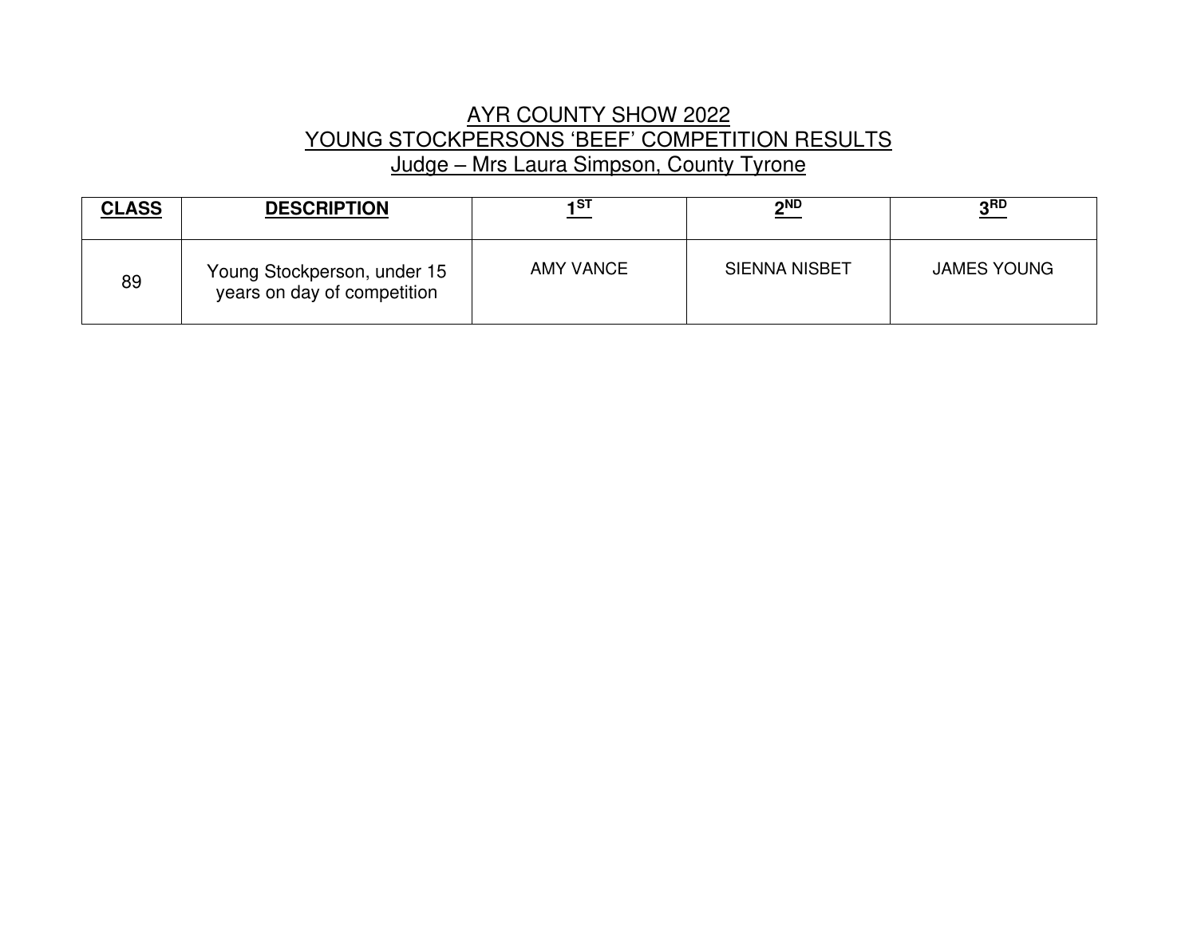# AYR COUNTY SHOW 2022
## YOUNG STOCKPERSONS 'BEEF' COMPETITION RESULTS
### Judge – Mrs Laura Simpson, County Tyrone

| CLASS | DESCRIPTION | 1ST | 2ND | 3RD |
|---|---|---|---|---|
| 89 | Young Stockperson, under 15 years on day of competition | AMY VANCE | SIENNA NISBET | JAMES YOUNG |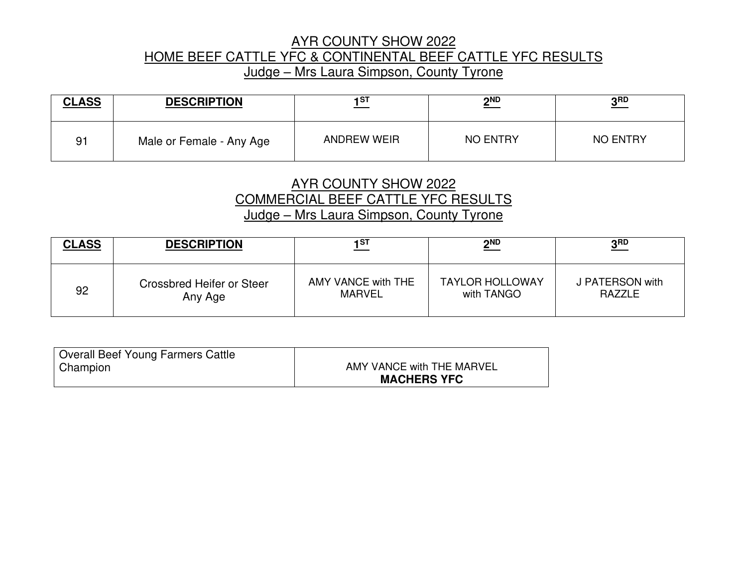## AYR COUNTY SHOW 2022
## HOME BEEF CATTLE YFC & CONTINENTAL BEEF CATTLE YFC RESULTS
### Judge – Mrs Laura Simpson, County Tyrone

| CLASS | DESCRIPTION | 1ST | 2ND | 3RD |
|---|---|---|---|---|
| 91 | Male or Female - Any Age | ANDREW WEIR | NO ENTRY | NO ENTRY |

## AYR COUNTY SHOW 2022
## COMMERCIAL BEEF CATTLE YFC RESULTS
### Judge – Mrs Laura Simpson, County Tyrone

| CLASS | DESCRIPTION | 1ST | 2ND | 3RD |
|---|---|---|---|---|
| 92 | Crossbred Heifer or Steer Any Age | AMY VANCE with THE MARVEL | TAYLOR HOLLOWAY with TANGO | J PATERSON with RAZZLE |

| Overall Beef Young Farmers Cattle Champion | AMY VANCE with THE MARVEL **MACHERS YFC** |
|---|---|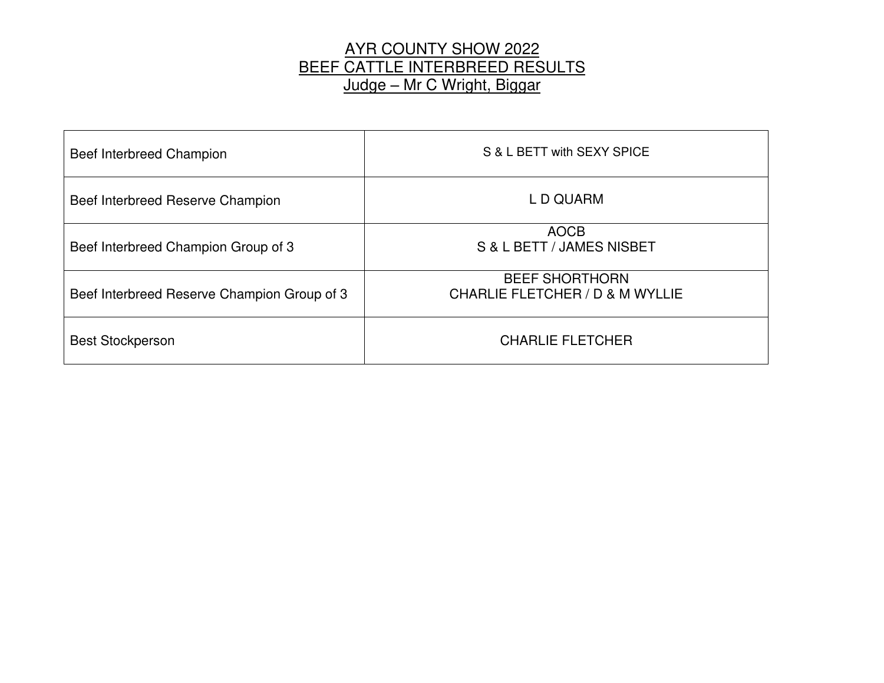# AYR COUNTY SHOW 2022
## BEEF CATTLE INTERBREED RESULTS
### Judge – Mr C Wright, Biggar

| | |
|---|---|
| Beef Interbreed Champion | S & L BETT with SEXY SPICE |
| Beef Interbreed Reserve Champion | L D QUARM |
| Beef Interbreed Champion Group of 3 | AOCB<br>S & L BETT / JAMES NISBET |
| Beef Interbreed Reserve Champion Group of 3 | BEEF SHORTHORN<br>CHARLIE FLETCHER / D & M WYLLIE |
| Best Stockperson | CHARLIE FLETCHER |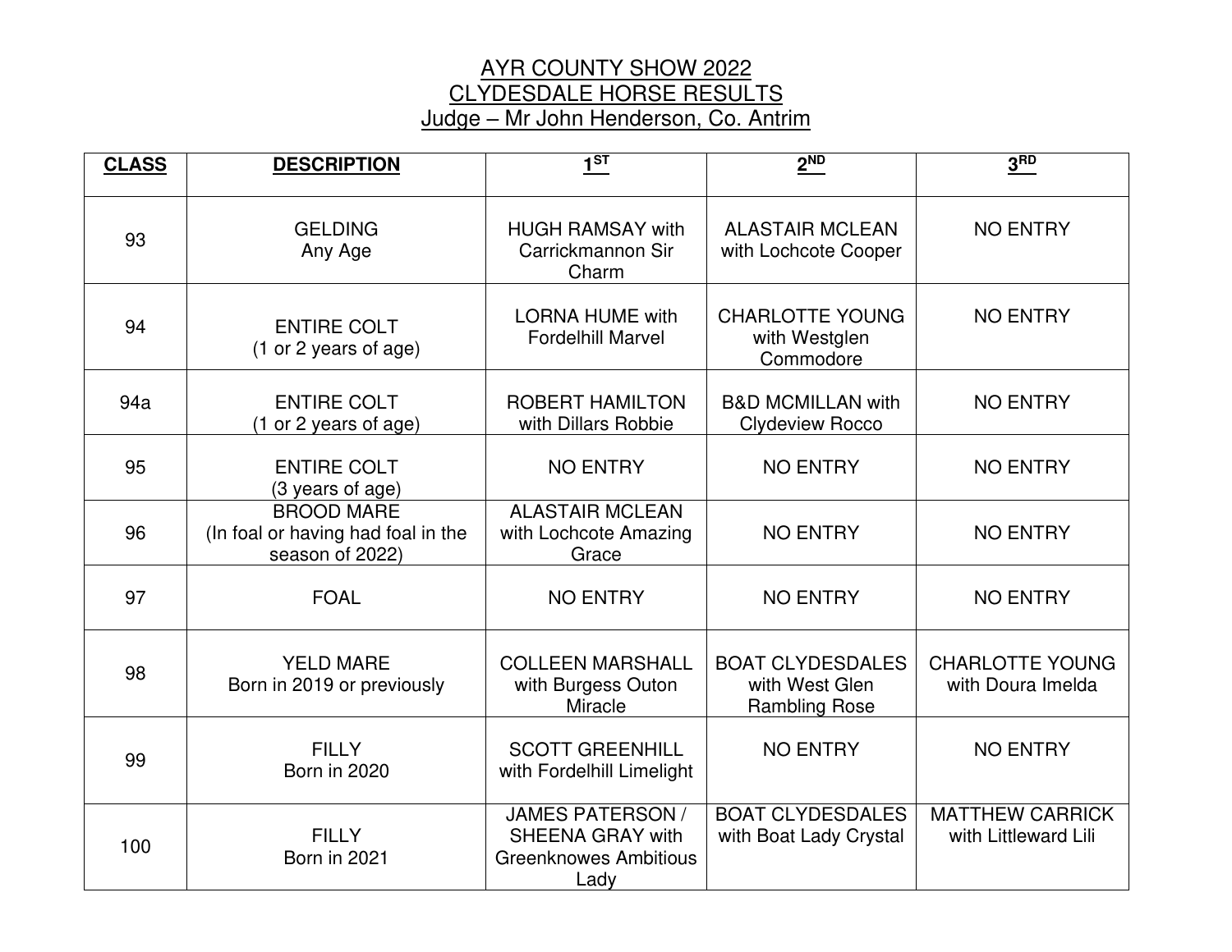# AYR COUNTY SHOW 2022
# CLYDESDALE HORSE RESULTS
## Judge – Mr John Henderson, Co. Antrim

| **CLASS** | **DESCRIPTION** | **1ST** | **2ND** | **3RD** |
|---|---|---|---|---|
| 93 | GELDING Any Age | HUGH RAMSAY with Carrickmannon Sir Charm | ALASTAIR MCLEAN with Lochcote Cooper | NO ENTRY |
| 94 | ENTIRE COLT (1 or 2 years of age) | LORNA HUME with Fordelhill Marvel | CHARLOTTE YOUNG with Westglen Commodore | NO ENTRY |
| 94a | ENTIRE COLT (1 or 2 years of age) | ROBERT HAMILTON with Dillars Robbie | B&D MCMILLAN with Clydeview Rocco | NO ENTRY |
| 95 | ENTIRE COLT (3 years of age) | NO ENTRY | NO ENTRY | NO ENTRY |
| 96 | BROOD MARE (In foal or having had foal in the season of 2022) | ALASTAIR MCLEAN with Lochcote Amazing Grace | NO ENTRY | NO ENTRY |
| 97 | FOAL | NO ENTRY | NO ENTRY | NO ENTRY |
| 98 | YELD MARE Born in 2019 or previously | COLLEEN MARSHALL with Burgess Outon Miracle | BOAT CLYDESDALES with West Glen Rambling Rose | CHARLOTTE YOUNG with Doura Imelda |
| 99 | FILLY Born in 2020 | SCOTT GREENHILL with Fordelhill Limelight | NO ENTRY | NO ENTRY |
| 100 | FILLY Born in 2021 | JAMES PATERSON / SHEENA GRAY with Greenknowes Ambitious Lady | BOAT CLYDESDALES with Boat Lady Crystal | MATTHEW CARRICK with Littleward Lili |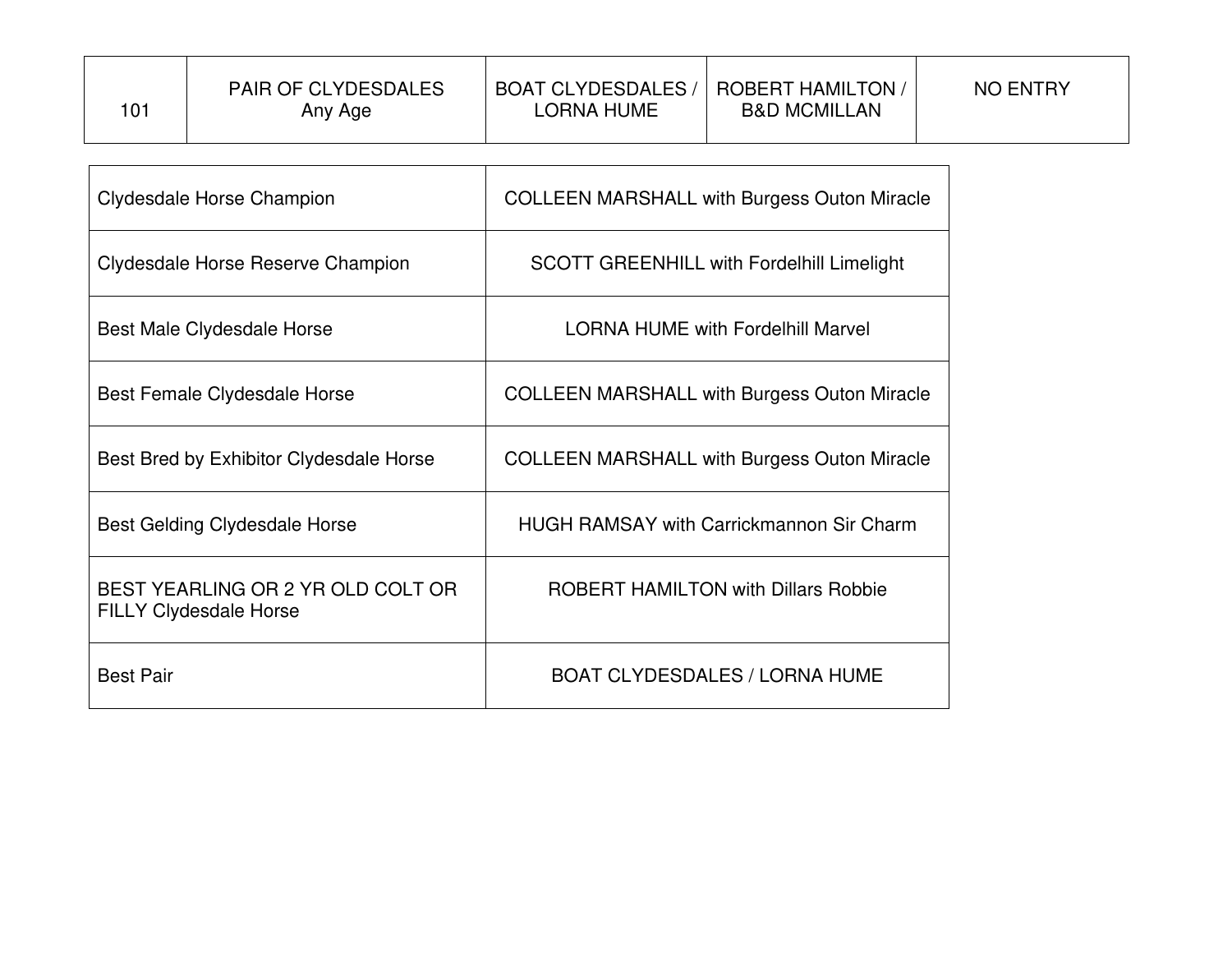| 101 | PAIR OF CLYDESDALES Any Age | BOAT CLYDESDALES / LORNA HUME | ROBERT HAMILTON / B&D MCMILLAN | NO ENTRY |
|---|---|---|---|---|

| | |
|---|---|
| Clydesdale Horse Champion | COLLEEN MARSHALL with Burgess Outon Miracle |
| Clydesdale Horse Reserve Champion | SCOTT GREENHILL with Fordelhill Limelight |
| Best Male Clydesdale Horse | LORNA HUME with Fordelhill Marvel |
| Best Female Clydesdale Horse | COLLEEN MARSHALL with Burgess Outon Miracle |
| Best Bred by Exhibitor Clydesdale Horse | COLLEEN MARSHALL with Burgess Outon Miracle |
| Best Gelding Clydesdale Horse | HUGH RAMSAY with Carrickmannon Sir Charm |
| BEST YEARLING OR 2 YR OLD COLT OR FILLY Clydesdale Horse | ROBERT HAMILTON with Dillars Robbie |
| Best Pair | BOAT CLYDESDALES / LORNA HUME |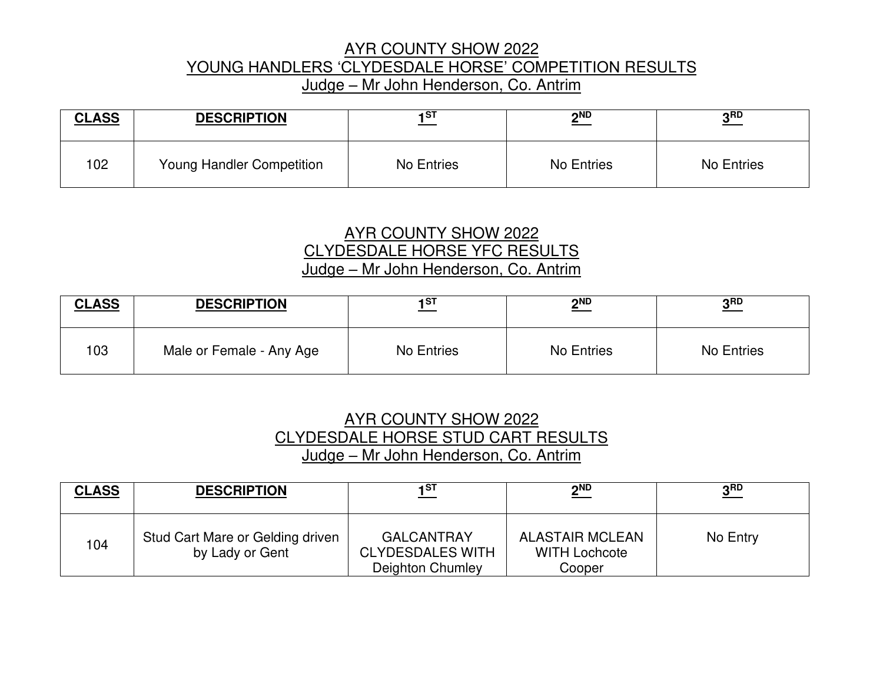## AYR COUNTY SHOW 2022
## YOUNG HANDLERS 'CLYDESDALE HORSE' COMPETITION RESULTS
Judge – Mr John Henderson, Co. Antrim

| CLASS | DESCRIPTION | 1ST | 2ND | 3RD |
|---|---|---|---|---|
| 102 | Young Handler Competition | No Entries | No Entries | No Entries |

## AYR COUNTY SHOW 2022
## CLYDESDALE HORSE YFC RESULTS
Judge – Mr John Henderson, Co. Antrim

| CLASS | DESCRIPTION | 1ST | 2ND | 3RD |
|---|---|---|---|---|
| 103 | Male or Female - Any Age | No Entries | No Entries | No Entries |

## AYR COUNTY SHOW 2022
## CLYDESDALE HORSE STUD CART RESULTS
Judge – Mr John Henderson, Co. Antrim

| CLASS | DESCRIPTION | 1ST | 2ND | 3RD |
|---|---|---|---|---|
| 104 | Stud Cart Mare or Gelding driven by Lady or Gent | GALCANTRAY CLYDESDALES WITH Deighton Chumley | ALASTAIR MCLEAN WITH Lochcote Cooper | No Entry |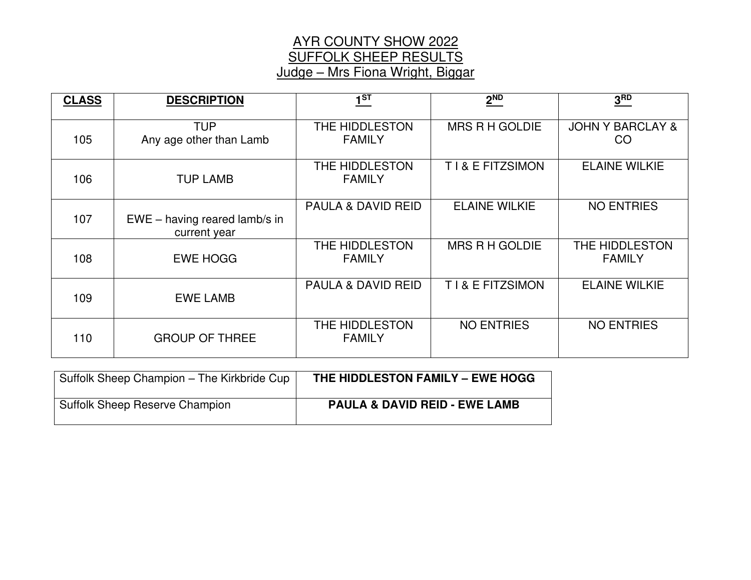# AYR COUNTY SHOW 2022
## SUFFOLK SHEEP RESULTS
### Judge – Mrs Fiona Wright, Biggar

| CLASS | DESCRIPTION | 1ST | 2ND | 3RD |
|---|---|---|---|---|
| 105 | TUP<br>Any age other than Lamb | THE HIDDLESTON FAMILY | MRS R H GOLDIE | JOHN Y BARCLAY & CO |
| 106 | TUP LAMB | THE HIDDLESTON FAMILY | T I & E FITZSIMON | ELAINE WILKIE |
| 107 | EWE – having reared lamb/s in current year | PAULA & DAVID REID | ELAINE WILKIE | NO ENTRIES |
| 108 | EWE HOGG | THE HIDDLESTON FAMILY | MRS R H GOLDIE | THE HIDDLESTON FAMILY |
| 109 | EWE LAMB | PAULA & DAVID REID | T I & E FITZSIMON | ELAINE WILKIE |
| 110 | GROUP OF THREE | THE HIDDLESTON FAMILY | NO ENTRIES | NO ENTRIES |

| | |
|---|---|
| Suffolk Sheep Champion – The Kirkbride Cup | **THE HIDDLESTON FAMILY – EWE HOGG** |
| Suffolk Sheep Reserve Champion | **PAULA & DAVID REID - EWE LAMB** |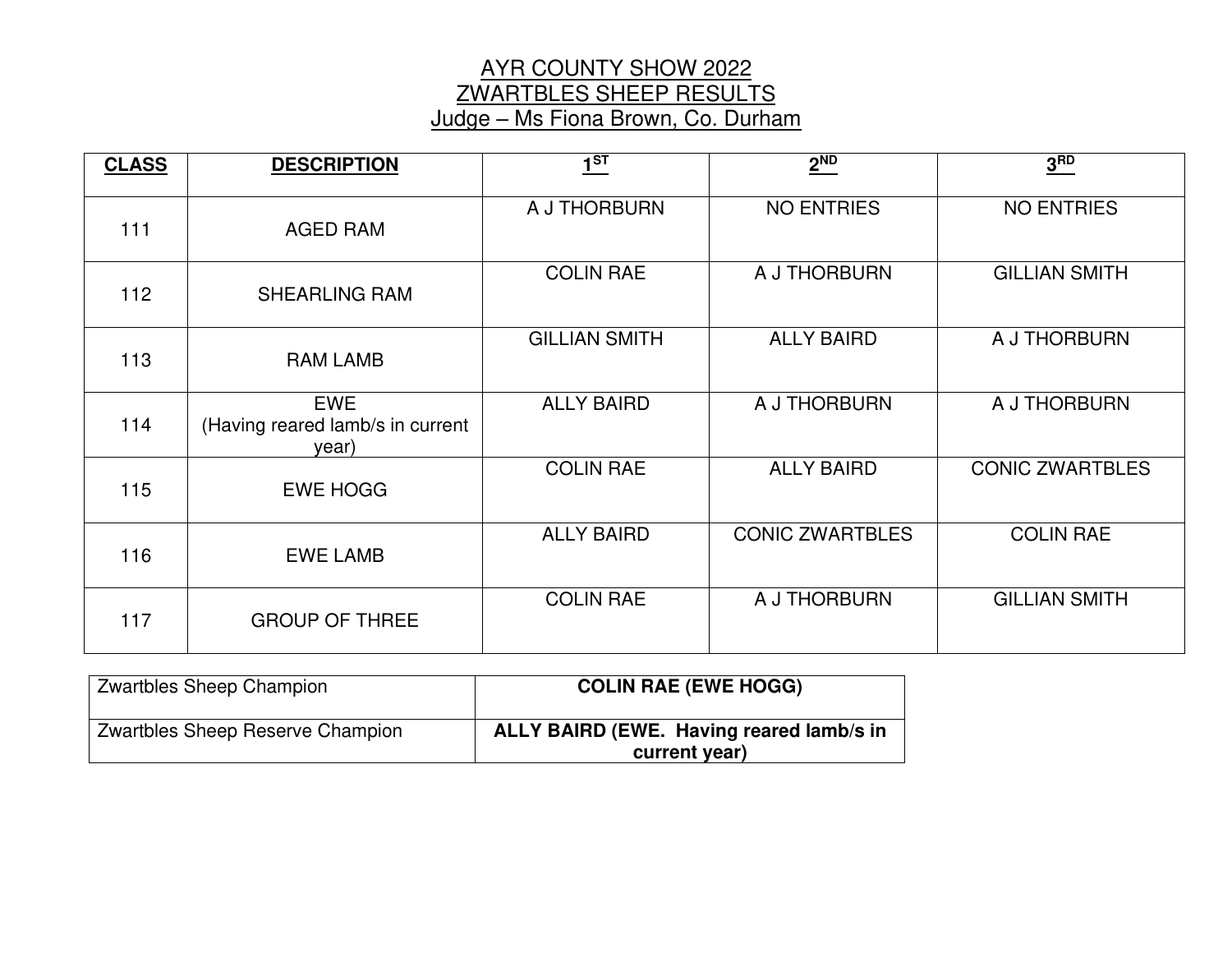# AYR COUNTY SHOW 2022

## ZWARTBLES SHEEP RESULTS

### Judge – Ms Fiona Brown, Co. Durham

| CLASS | DESCRIPTION | 1ST | 2ND | 3RD |
|---|---|---|---|---|
| 111 | AGED RAM | A J THORBURN | NO ENTRIES | NO ENTRIES |
| 112 | SHEARLING RAM | COLIN RAE | A J THORBURN | GILLIAN SMITH |
| 113 | RAM LAMB | GILLIAN SMITH | ALLY BAIRD | A J THORBURN |
| 114 | EWE (Having reared lamb/s in current year) | ALLY BAIRD | A J THORBURN | A J THORBURN |
| 115 | EWE HOGG | COLIN RAE | ALLY BAIRD | CONIC ZWARTBLES |
| 116 | EWE LAMB | ALLY BAIRD | CONIC ZWARTBLES | COLIN RAE |
| 117 | GROUP OF THREE | COLIN RAE | A J THORBURN | GILLIAN SMITH |

| | |
|---|---|
| Zwartbles Sheep Champion | **COLIN RAE (EWE HOGG)** |
| Zwartbles Sheep Reserve Champion | **ALLY BAIRD (EWE. Having reared lamb/s in current year)** |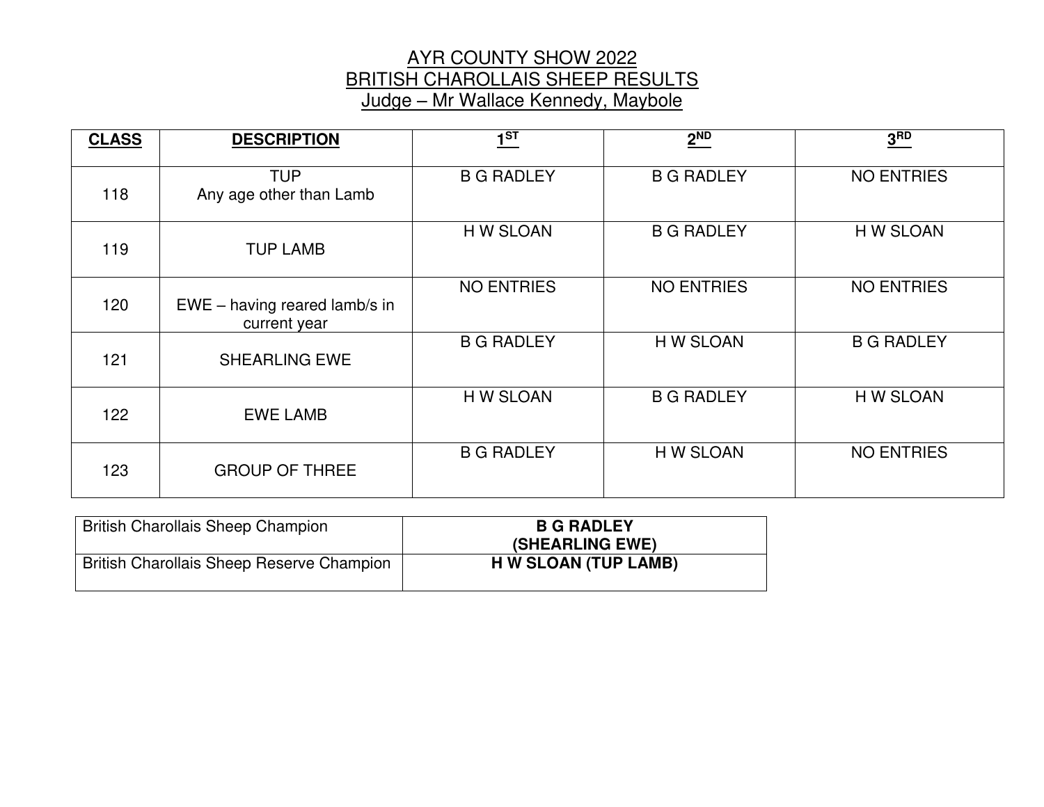# AYR COUNTY SHOW 2022
## BRITISH CHAROLLAIS SHEEP RESULTS
### Judge – Mr Wallace Kennedy, Maybole

| CLASS | DESCRIPTION | 1ST | 2ND | 3RD |
|---|---|---|---|---|
| 118 | TUP<br>Any age other than Lamb | B G RADLEY | B G RADLEY | NO ENTRIES |
| 119 | TUP LAMB | H W SLOAN | B G RADLEY | H W SLOAN |
| 120 | EWE – having reared lamb/s in current year | NO ENTRIES | NO ENTRIES | NO ENTRIES |
| 121 | SHEARLING EWE | B G RADLEY | H W SLOAN | B G RADLEY |
| 122 | EWE LAMB | H W SLOAN | B G RADLEY | H W SLOAN |
| 123 | GROUP OF THREE | B G RADLEY | H W SLOAN | NO ENTRIES |

| | |
|---|---|
| British Charollais Sheep Champion | **B G RADLEY (SHEARLING EWE)** |
| British Charollais Sheep Reserve Champion | **H W SLOAN (TUP LAMB)** |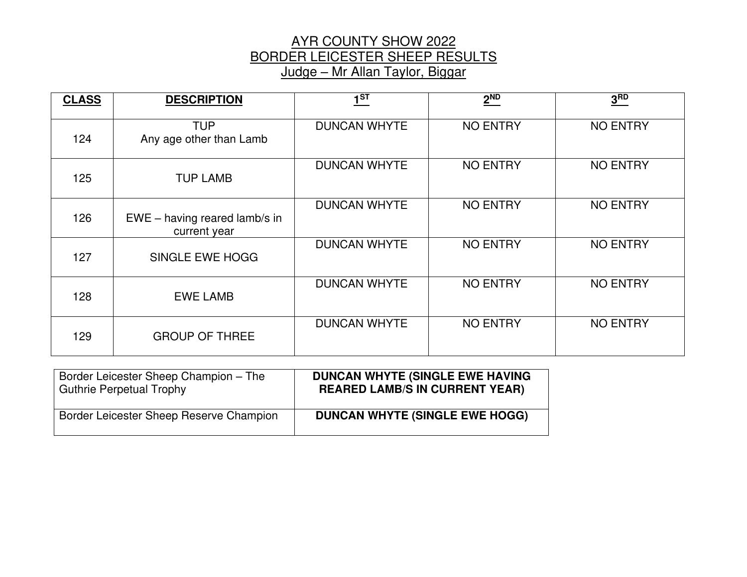# AYR COUNTY SHOW 2022
## BORDER LEICESTER SHEEP RESULTS
### Judge – Mr Allan Taylor, Biggar

| CLASS | DESCRIPTION | 1ST | 2ND | 3RD |
|---|---|---|---|---|
| 124 | TUP Any age other than Lamb | DUNCAN WHYTE | NO ENTRY | NO ENTRY |
| 125 | TUP LAMB | DUNCAN WHYTE | NO ENTRY | NO ENTRY |
| 126 | EWE – having reared lamb/s in current year | DUNCAN WHYTE | NO ENTRY | NO ENTRY |
| 127 | SINGLE EWE HOGG | DUNCAN WHYTE | NO ENTRY | NO ENTRY |
| 128 | EWE LAMB | DUNCAN WHYTE | NO ENTRY | NO ENTRY |
| 129 | GROUP OF THREE | DUNCAN WHYTE | NO ENTRY | NO ENTRY |

| | |
|---|---|
| Border Leicester Sheep Champion – The Guthrie Perpetual Trophy | **DUNCAN WHYTE (SINGLE EWE HAVING REARED LAMB/S IN CURRENT YEAR)** |
| Border Leicester Sheep Reserve Champion | **DUNCAN WHYTE (SINGLE EWE HOGG)** |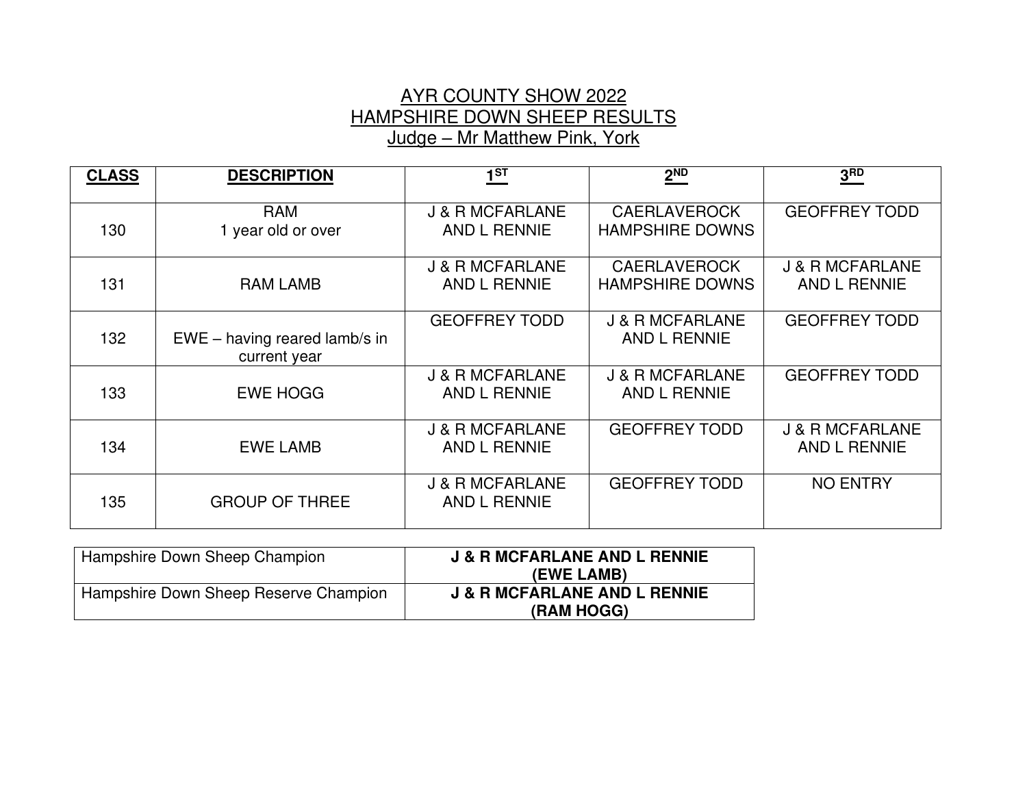# AYR COUNTY SHOW 2022

## HAMPSHIRE DOWN SHEEP RESULTS

### Judge – Mr Matthew Pink, York

| CLASS | DESCRIPTION | 1ST | 2ND | 3RD |
|---|---|---|---|---|
| 130 | RAM 1 year old or over | J & R MCFARLANE AND L RENNIE | CAERLAVEROCK HAMPSHIRE DOWNS | GEOFFREY TODD |
| 131 | RAM LAMB | J & R MCFARLANE AND L RENNIE | CAERLAVEROCK HAMPSHIRE DOWNS | J & R MCFARLANE AND L RENNIE |
| 132 | EWE – having reared lamb/s in current year | GEOFFREY TODD | J & R MCFARLANE AND L RENNIE | GEOFFREY TODD |
| 133 | EWE HOGG | J & R MCFARLANE AND L RENNIE | J & R MCFARLANE AND L RENNIE | GEOFFREY TODD |
| 134 | EWE LAMB | J & R MCFARLANE AND L RENNIE | GEOFFREY TODD | J & R MCFARLANE AND L RENNIE |
| 135 | GROUP OF THREE | J & R MCFARLANE AND L RENNIE | GEOFFREY TODD | NO ENTRY |

| | |
|---|---|
| Hampshire Down Sheep Champion | **J & R MCFARLANE AND L RENNIE (EWE LAMB)** |
| Hampshire Down Sheep Reserve Champion | **J & R MCFARLANE AND L RENNIE (RAM HOGG)** |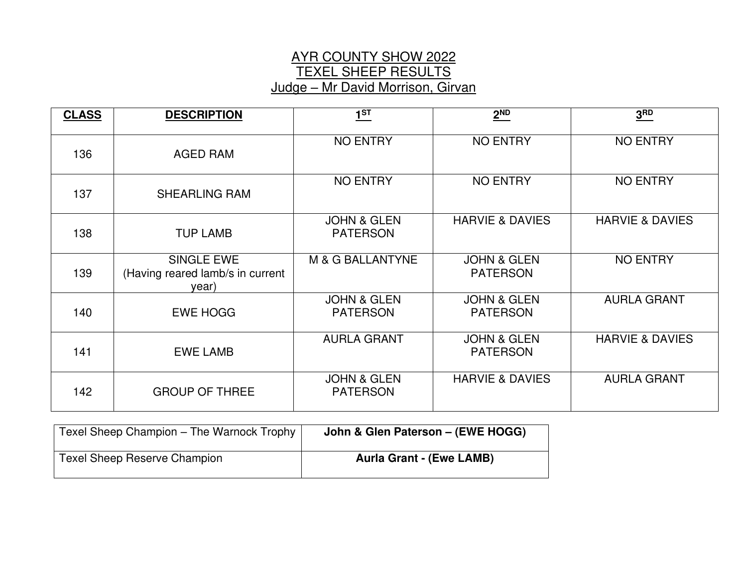# AYR COUNTY SHOW 2022
## TEXEL SHEEP RESULTS
### Judge – Mr David Morrison, Girvan

| CLASS | DESCRIPTION | 1ST | 2ND | 3RD |
|---|---|---|---|---|
| 136 | AGED RAM | NO ENTRY | NO ENTRY | NO ENTRY |
| 137 | SHEARLING RAM | NO ENTRY | NO ENTRY | NO ENTRY |
| 138 | TUP LAMB | JOHN & GLEN PATERSON | HARVIE & DAVIES | HARVIE & DAVIES |
| 139 | SINGLE EWE (Having reared lamb/s in current year) | M & G BALLANTYNE | JOHN & GLEN PATERSON | NO ENTRY |
| 140 | EWE HOGG | JOHN & GLEN PATERSON | JOHN & GLEN PATERSON | AURLA GRANT |
| 141 | EWE LAMB | AURLA GRANT | JOHN & GLEN PATERSON | HARVIE & DAVIES |
| 142 | GROUP OF THREE | JOHN & GLEN PATERSON | HARVIE & DAVIES | AURLA GRANT |

| | |
|---|---|
| Texel Sheep Champion – The Warnock Trophy | **John & Glen Paterson – (EWE HOGG)** |
| Texel Sheep Reserve Champion | **Aurla Grant - (Ewe LAMB)** |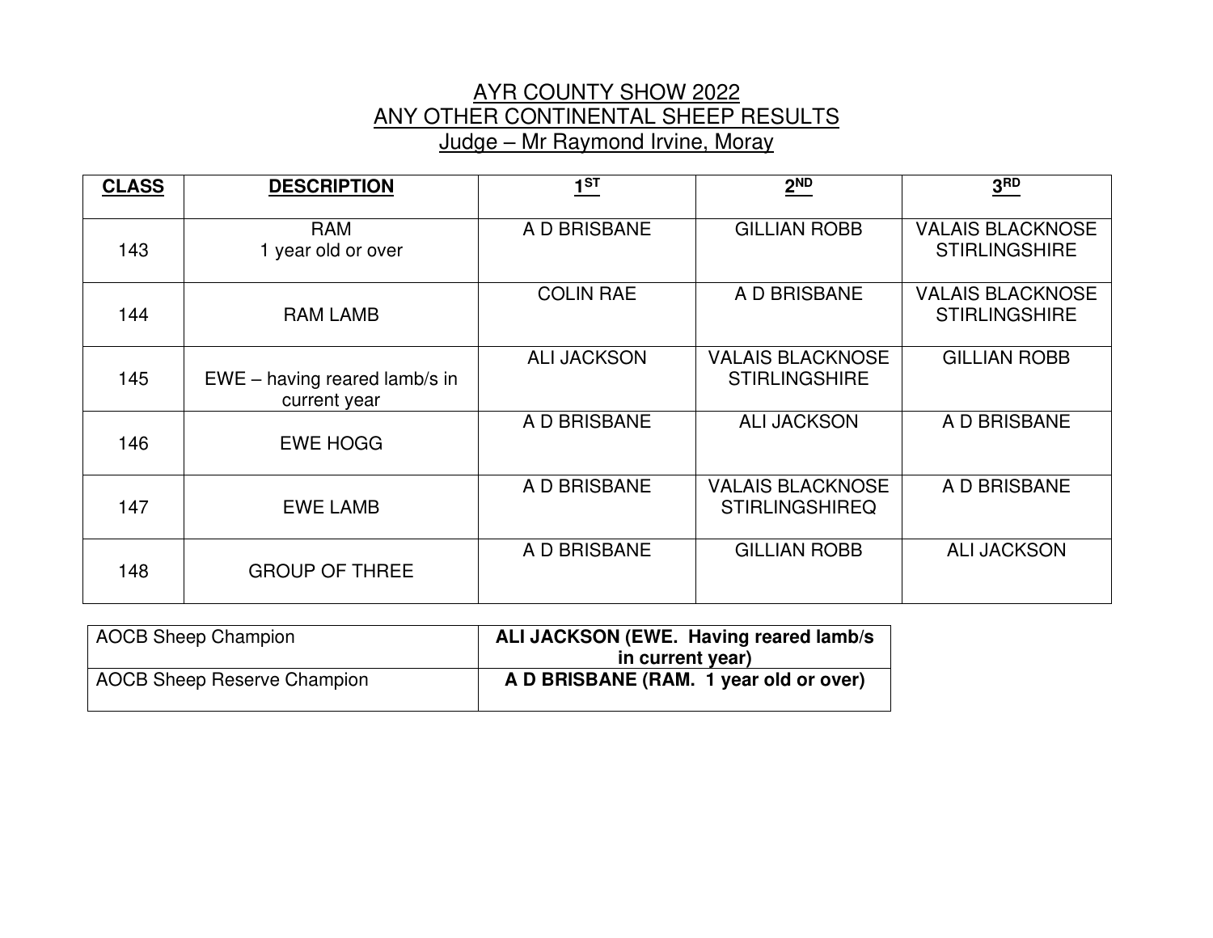# AYR COUNTY SHOW 2022
## ANY OTHER CONTINENTAL SHEEP RESULTS
### Judge – Mr Raymond Irvine, Moray

| CLASS | DESCRIPTION | 1ST | 2ND | 3RD |
|---|---|---|---|---|
| 143 | RAM 1 year old or over | A D BRISBANE | GILLIAN ROBB | VALAIS BLACKNOSE STIRLINGSHIRE |
| 144 | RAM LAMB | COLIN RAE | A D BRISBANE | VALAIS BLACKNOSE STIRLINGSHIRE |
| 145 | EWE – having reared lamb/s in current year | ALI JACKSON | VALAIS BLACKNOSE STIRLINGSHIRE | GILLIAN ROBB |
| 146 | EWE HOGG | A D BRISBANE | ALI JACKSON | A D BRISBANE |
| 147 | EWE LAMB | A D BRISBANE | VALAIS BLACKNOSE STIRLINGSHIREQ | A D BRISBANE |
| 148 | GROUP OF THREE | A D BRISBANE | GILLIAN ROBB | ALI JACKSON |

| | |
|---|---|
| AOCB Sheep Champion | **ALI JACKSON (EWE. Having reared lamb/s in current year)** |
| AOCB Sheep Reserve Champion | **A D BRISBANE (RAM. 1 year old or over)** |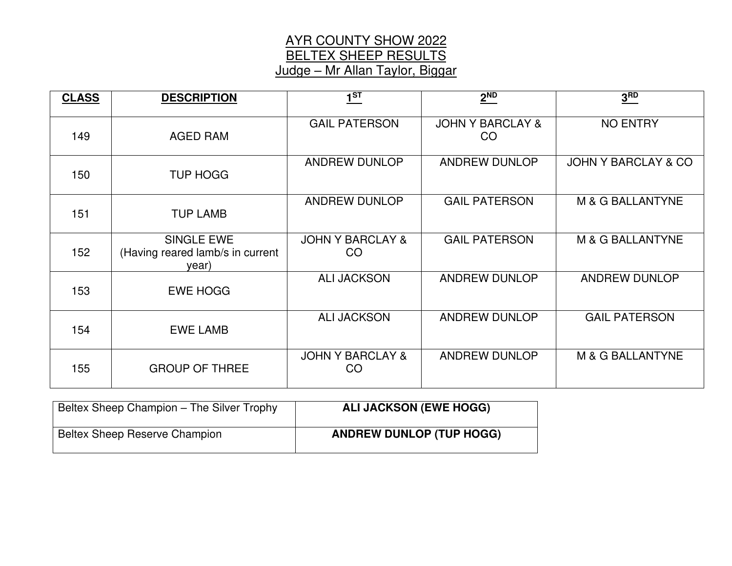# AYR COUNTY SHOW 2022
## BELTEX SHEEP RESULTS
### Judge – Mr Allan Taylor, Biggar

| CLASS | DESCRIPTION | 1ST | 2ND | 3RD |
|---|---|---|---|---|
| 149 | AGED RAM | GAIL PATERSON | JOHN Y BARCLAY & CO | NO ENTRY |
| 150 | TUP HOGG | ANDREW DUNLOP | ANDREW DUNLOP | JOHN Y BARCLAY & CO |
| 151 | TUP LAMB | ANDREW DUNLOP | GAIL PATERSON | M & G BALLANTYNE |
| 152 | SINGLE EWE (Having reared lamb/s in current year) | JOHN Y BARCLAY & CO | GAIL PATERSON | M & G BALLANTYNE |
| 153 | EWE HOGG | ALI JACKSON | ANDREW DUNLOP | ANDREW DUNLOP |
| 154 | EWE LAMB | ALI JACKSON | ANDREW DUNLOP | GAIL PATERSON |
| 155 | GROUP OF THREE | JOHN Y BARCLAY & CO | ANDREW DUNLOP | M & G BALLANTYNE |

| | |
|---|---|
| Beltex Sheep Champion – The Silver Trophy | **ALI JACKSON (EWE HOGG)** |
| Beltex Sheep Reserve Champion | **ANDREW DUNLOP (TUP HOGG)** |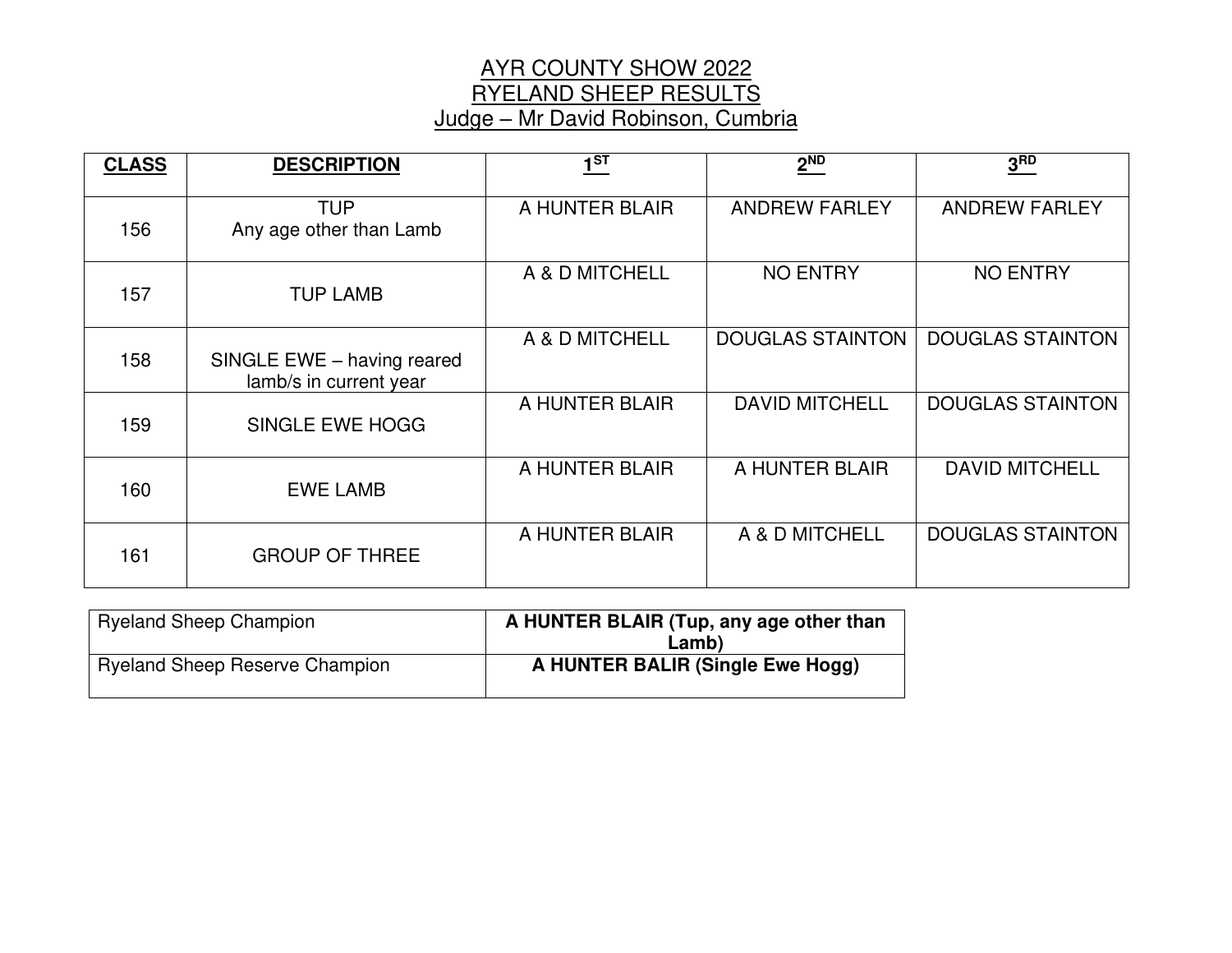# AYR COUNTY SHOW 2022
## RYELAND SHEEP RESULTS
### Judge – Mr David Robinson, Cumbria

| CLASS | DESCRIPTION | 1ST | 2ND | 3RD |
|---|---|---|---|---|
| 156 | TUP Any age other than Lamb | A HUNTER BLAIR | ANDREW FARLEY | ANDREW FARLEY |
| 157 | TUP LAMB | A & D MITCHELL | NO ENTRY | NO ENTRY |
| 158 | SINGLE EWE – having reared lamb/s in current year | A & D MITCHELL | DOUGLAS STAINTON | DOUGLAS STAINTON |
| 159 | SINGLE EWE HOGG | A HUNTER BLAIR | DAVID MITCHELL | DOUGLAS STAINTON |
| 160 | EWE LAMB | A HUNTER BLAIR | A HUNTER BLAIR | DAVID MITCHELL |
| 161 | GROUP OF THREE | A HUNTER BLAIR | A & D MITCHELL | DOUGLAS STAINTON |

| | |
|---|---|
| Ryeland Sheep Champion | **A HUNTER BLAIR (Tup, any age other than Lamb)** |
| Ryeland Sheep Reserve Champion | **A HUNTER BALIR (Single Ewe Hogg)** |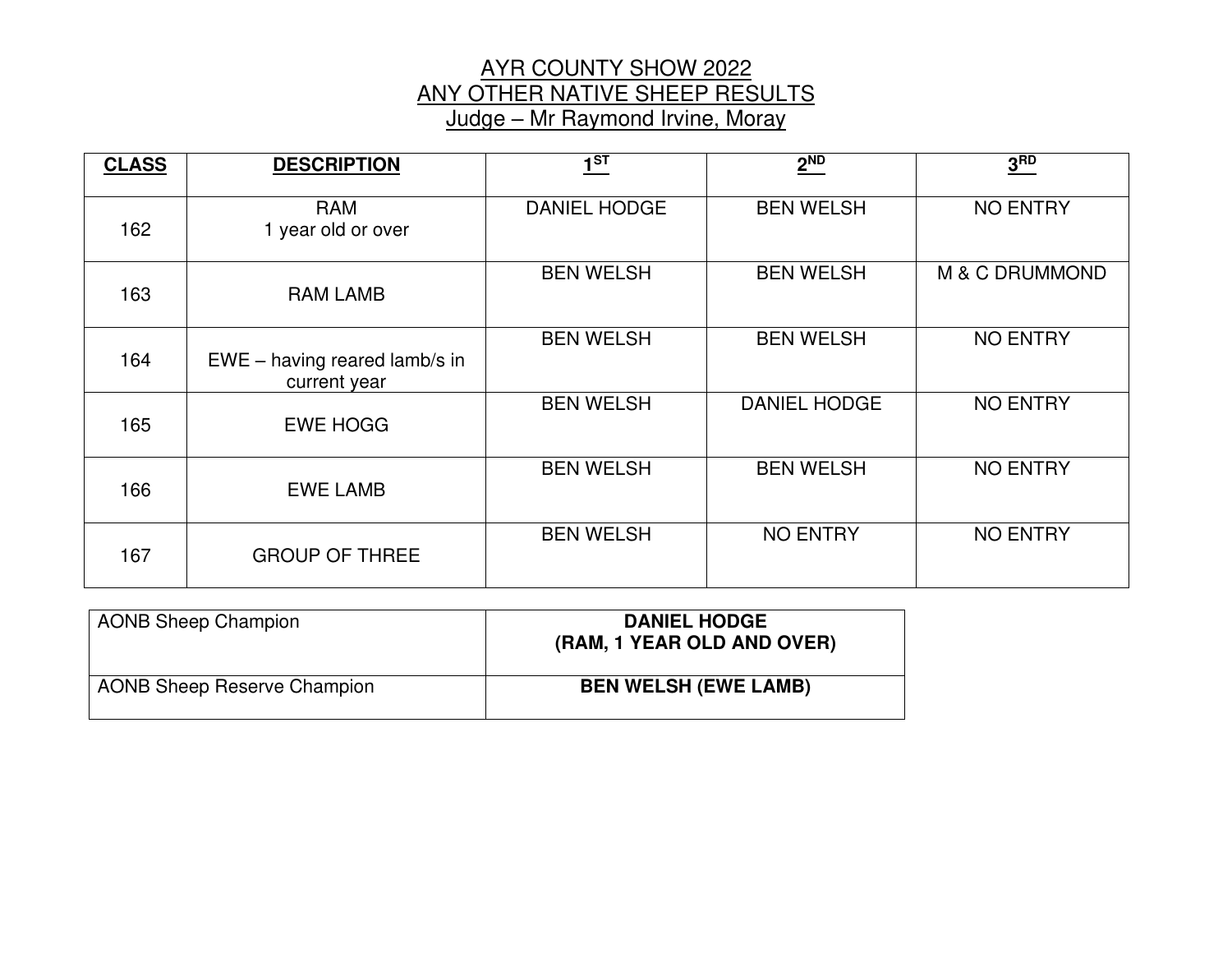# AYR COUNTY SHOW 2022
## ANY OTHER NATIVE SHEEP RESULTS
### Judge – Mr Raymond Irvine, Moray

| CLASS | DESCRIPTION | 1ST | 2ND | 3RD |
|---|---|---|---|---|
| 162 | RAM 1 year old or over | DANIEL HODGE | BEN WELSH | NO ENTRY |
| 163 | RAM LAMB | BEN WELSH | BEN WELSH | M & C DRUMMOND |
| 164 | EWE – having reared lamb/s in current year | BEN WELSH | BEN WELSH | NO ENTRY |
| 165 | EWE HOGG | BEN WELSH | DANIEL HODGE | NO ENTRY |
| 166 | EWE LAMB | BEN WELSH | BEN WELSH | NO ENTRY |
| 167 | GROUP OF THREE | BEN WELSH | NO ENTRY | NO ENTRY |

| | |
|---|---|
| AONB Sheep Champion | **DANIEL HODGE (RAM, 1 YEAR OLD AND OVER)** |
| AONB Sheep Reserve Champion | **BEN WELSH (EWE LAMB)** |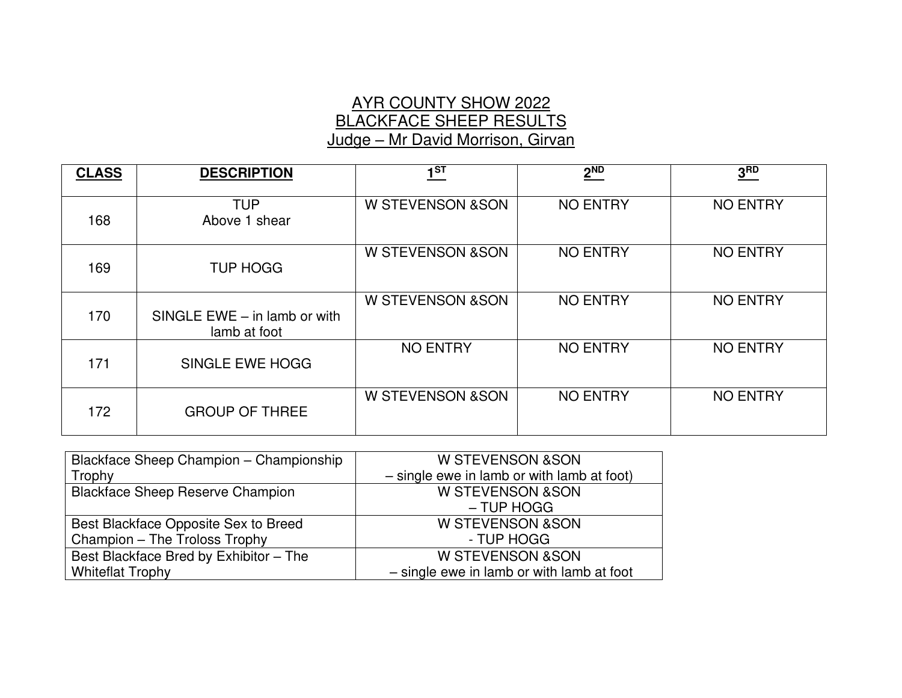# AYR COUNTY SHOW 2022
## BLACKFACE SHEEP RESULTS
### Judge – Mr David Morrison, Girvan

| CLASS | DESCRIPTION | 1ST | 2ND | 3RD |
|---|---|---|---|---|
| 168 | TUP Above 1 shear | W STEVENSON &SON | NO ENTRY | NO ENTRY |
| 169 | TUP HOGG | W STEVENSON &SON | NO ENTRY | NO ENTRY |
| 170 | SINGLE EWE – in lamb or with lamb at foot | W STEVENSON &SON | NO ENTRY | NO ENTRY |
| 171 | SINGLE EWE HOGG | NO ENTRY | NO ENTRY | NO ENTRY |
| 172 | GROUP OF THREE | W STEVENSON &SON | NO ENTRY | NO ENTRY |

| | |
|---|---|
| Blackface Sheep Champion – Championship Trophy | W STEVENSON &SON – single ewe in lamb or with lamb at foot) |
| Blackface Sheep Reserve Champion | W STEVENSON &SON – TUP HOGG |
| Best Blackface Opposite Sex to Breed Champion – The Troloss Trophy | W STEVENSON &SON - TUP HOGG |
| Best Blackface Bred by Exhibitor – The Whiteflat Trophy | W STEVENSON &SON – single ewe in lamb or with lamb at foot |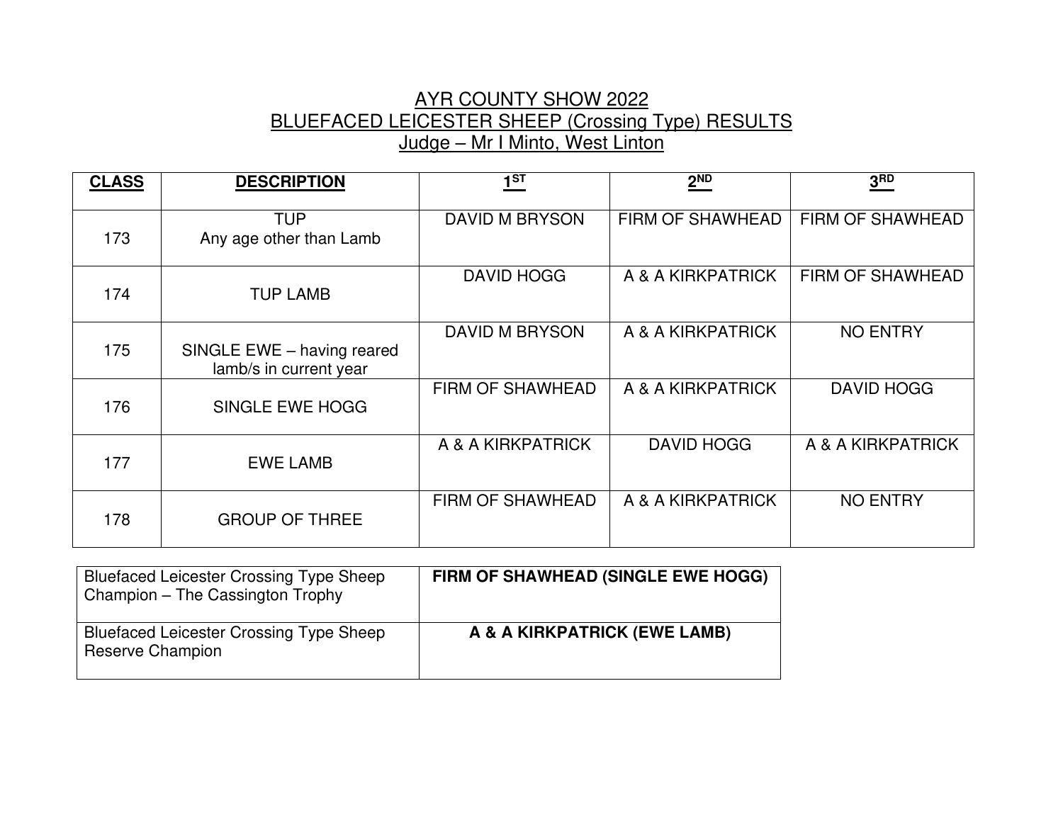# AYR COUNTY SHOW 2022
## BLUEFACED LEICESTER SHEEP (Crossing Type) RESULTS
### Judge – Mr I Minto, West Linton

| **CLASS** | **DESCRIPTION** | **1ST** | **2ND** | **3RD** |
|---|---|---|---|---|
| 173 | TUP Any age other than Lamb | DAVID M BRYSON | FIRM OF SHAWHEAD | FIRM OF SHAWHEAD |
| 174 | TUP LAMB | DAVID HOGG | A & A KIRKPATRICK | FIRM OF SHAWHEAD |
| 175 | SINGLE EWE – having reared lamb/s in current year | DAVID M BRYSON | A & A KIRKPATRICK | NO ENTRY |
| 176 | SINGLE EWE HOGG | FIRM OF SHAWHEAD | A & A KIRKPATRICK | DAVID HOGG |
| 177 | EWE LAMB | A & A KIRKPATRICK | DAVID HOGG | A & A KIRKPATRICK |
| 178 | GROUP OF THREE | FIRM OF SHAWHEAD | A & A KIRKPATRICK | NO ENTRY |

| | |
|---|---|
| Bluefaced Leicester Crossing Type Sheep Champion – The Cassington Trophy | **FIRM OF SHAWHEAD (SINGLE EWE HOGG)** |
| Bluefaced Leicester Crossing Type Sheep Reserve Champion | **A & A KIRKPATRICK (EWE LAMB)** |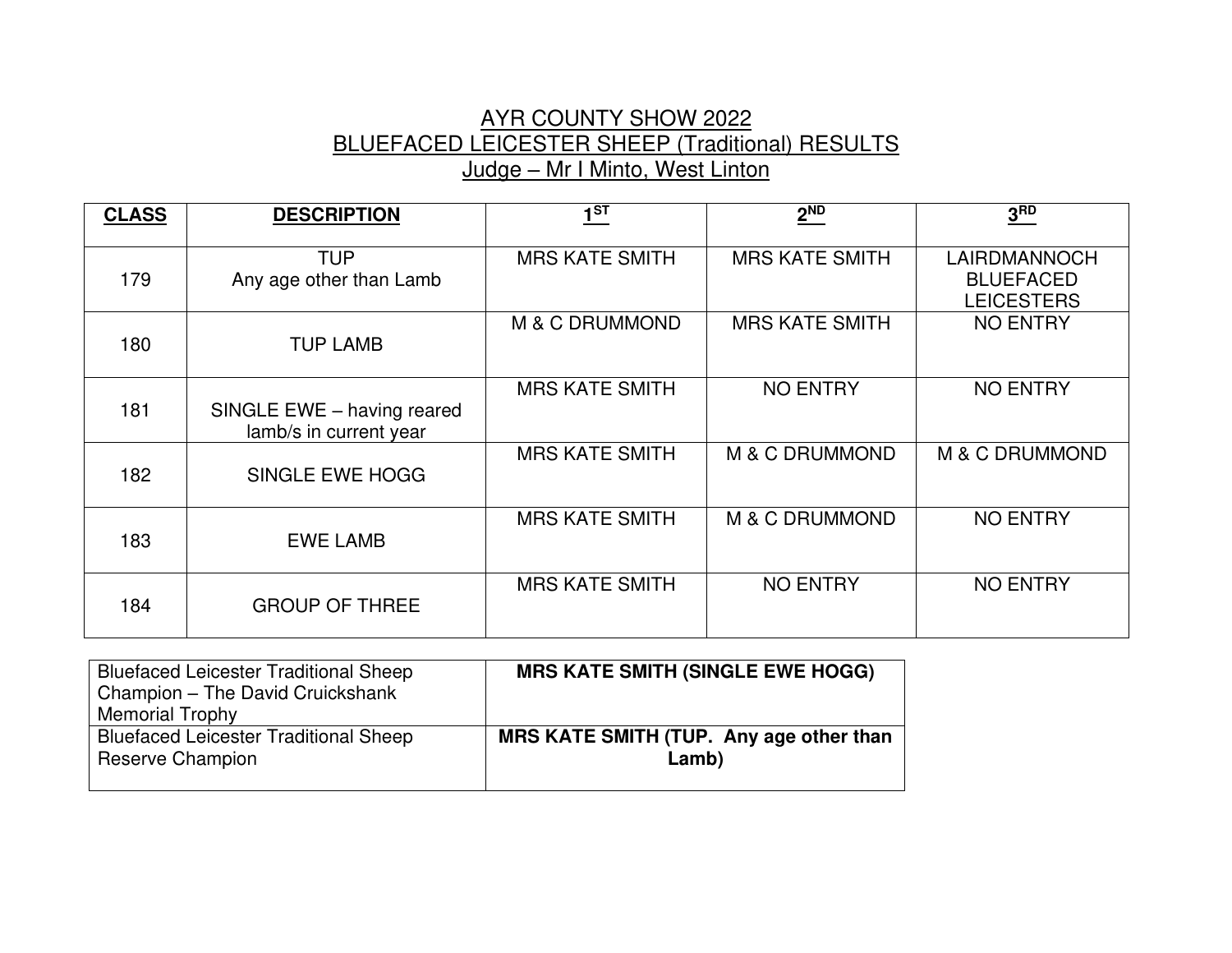# AYR COUNTY SHOW 2022
## BLUEFACED LEICESTER SHEEP (Traditional) RESULTS
### Judge – Mr I Minto, West Linton

| CLASS | DESCRIPTION | 1ST | 2ND | 3RD |
|---|---|---|---|---|
| 179 | TUP Any age other than Lamb | MRS KATE SMITH | MRS KATE SMITH | LAIRDMANNOCH BLUEFACED LEICESTERS |
| 180 | TUP LAMB | M & C DRUMMOND | MRS KATE SMITH | NO ENTRY |
| 181 | SINGLE EWE – having reared lamb/s in current year | MRS KATE SMITH | NO ENTRY | NO ENTRY |
| 182 | SINGLE EWE HOGG | MRS KATE SMITH | M & C DRUMMOND | M & C DRUMMOND |
| 183 | EWE LAMB | MRS KATE SMITH | M & C DRUMMOND | NO ENTRY |
| 184 | GROUP OF THREE | MRS KATE SMITH | NO ENTRY | NO ENTRY |

| | |
|---|---|
| Bluefaced Leicester Traditional Sheep Champion – The David Cruickshank Memorial Trophy | **MRS KATE SMITH (SINGLE EWE HOGG)** |
| Bluefaced Leicester Traditional Sheep Reserve Champion | **MRS KATE SMITH (TUP. Any age other than Lamb)** |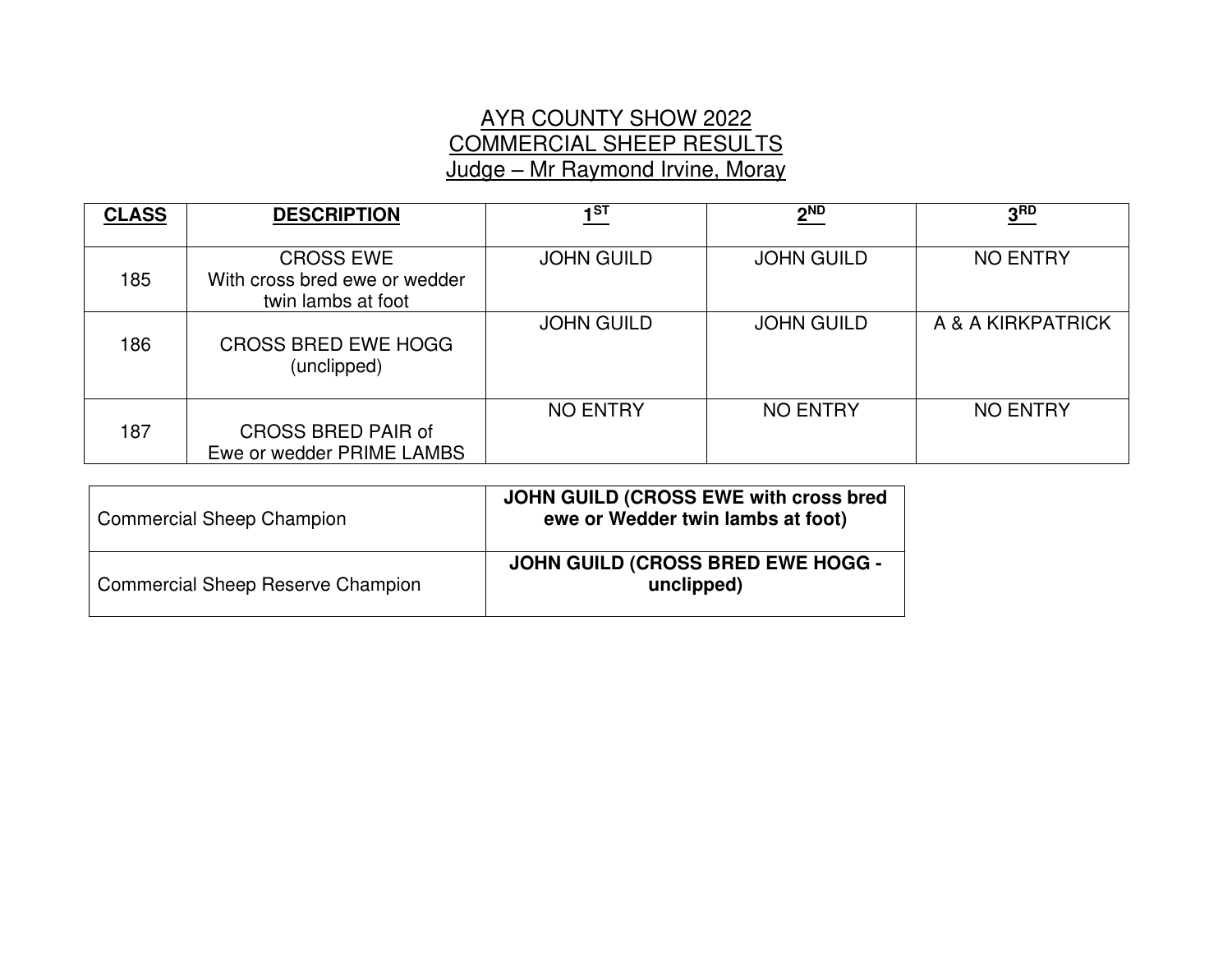# AYR COUNTY SHOW 2022
## COMMERCIAL SHEEP RESULTS
### Judge – Mr Raymond Irvine, Moray

| CLASS | DESCRIPTION | 1ST | 2ND | 3RD |
|---|---|---|---|---|
| 185 | CROSS EWE With cross bred ewe or wedder twin lambs at foot | JOHN GUILD | JOHN GUILD | NO ENTRY |
| 186 | CROSS BRED EWE HOGG (unclipped) | JOHN GUILD | JOHN GUILD | A & A KIRKPATRICK |
| 187 | CROSS BRED PAIR of Ewe or wedder PRIME LAMBS | NO ENTRY | NO ENTRY | NO ENTRY |

| | |
|---|---|
| Commercial Sheep Champion | **JOHN GUILD (CROSS EWE with cross bred ewe or Wedder twin lambs at foot)** |
| Commercial Sheep Reserve Champion | **JOHN GUILD (CROSS BRED EWE HOGG - unclipped)** |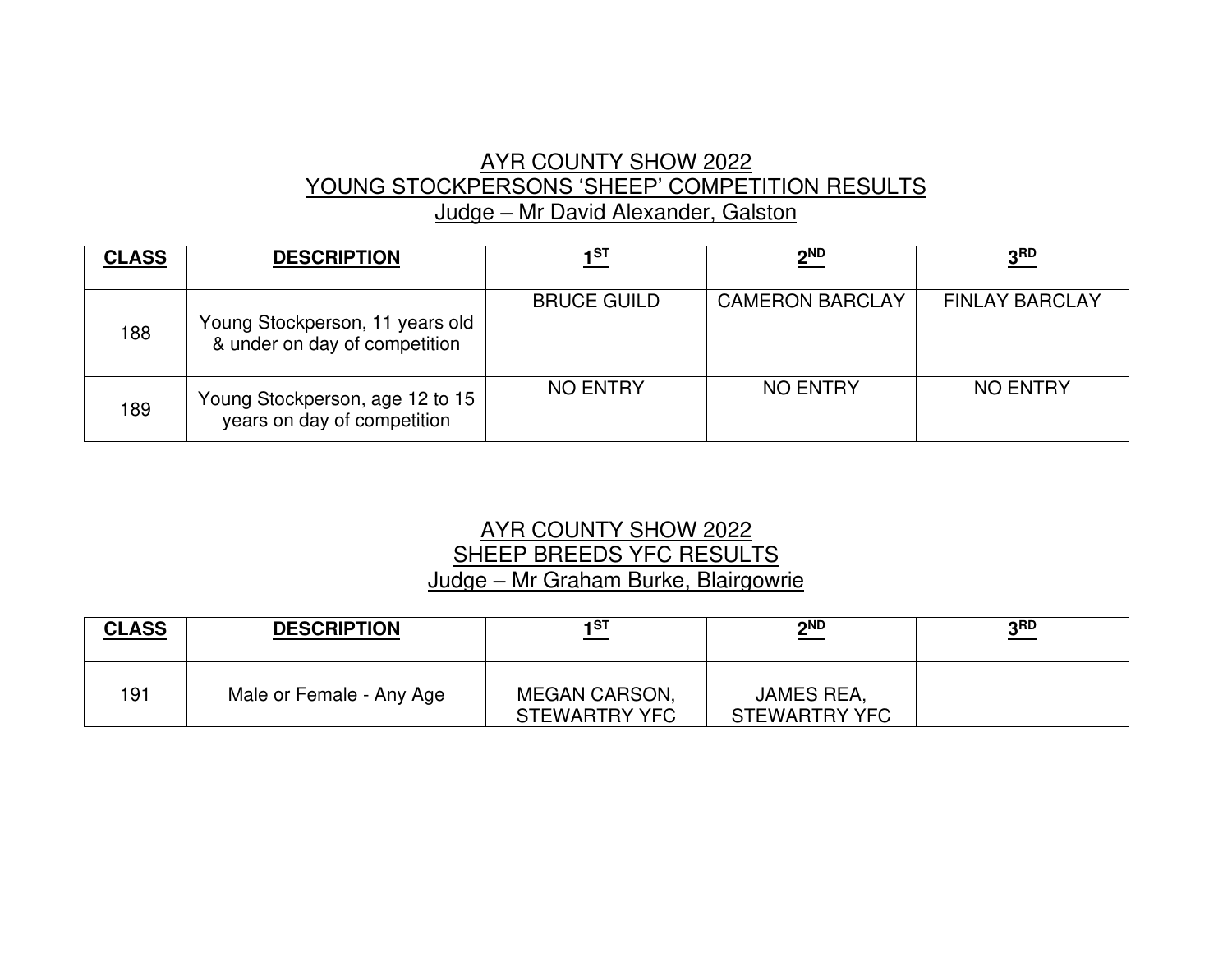# AYR COUNTY SHOW 2022
## YOUNG STOCKPERSONS 'SHEEP' COMPETITION RESULTS
### Judge – Mr David Alexander, Galston

| **CLASS** | **DESCRIPTION** | **1ST** | **2ND** | **3RD** |
|---|---|---|---|---|
| 188 | Young Stockperson, 11 years old & under on day of competition | BRUCE GUILD | CAMERON BARCLAY | FINLAY BARCLAY |
| 189 | Young Stockperson, age 12 to 15 years on day of competition | NO ENTRY | NO ENTRY | NO ENTRY |

# AYR COUNTY SHOW 2022
## SHEEP BREEDS YFC RESULTS
### Judge – Mr Graham Burke, Blairgowrie

| **CLASS** | **DESCRIPTION** | **1ST** | **2ND** | **3RD** |
|---|---|---|---|---|
| 191 | Male or Female - Any Age | MEGAN CARSON, STEWARTRY YFC | JAMES REA, STEWARTRY YFC | |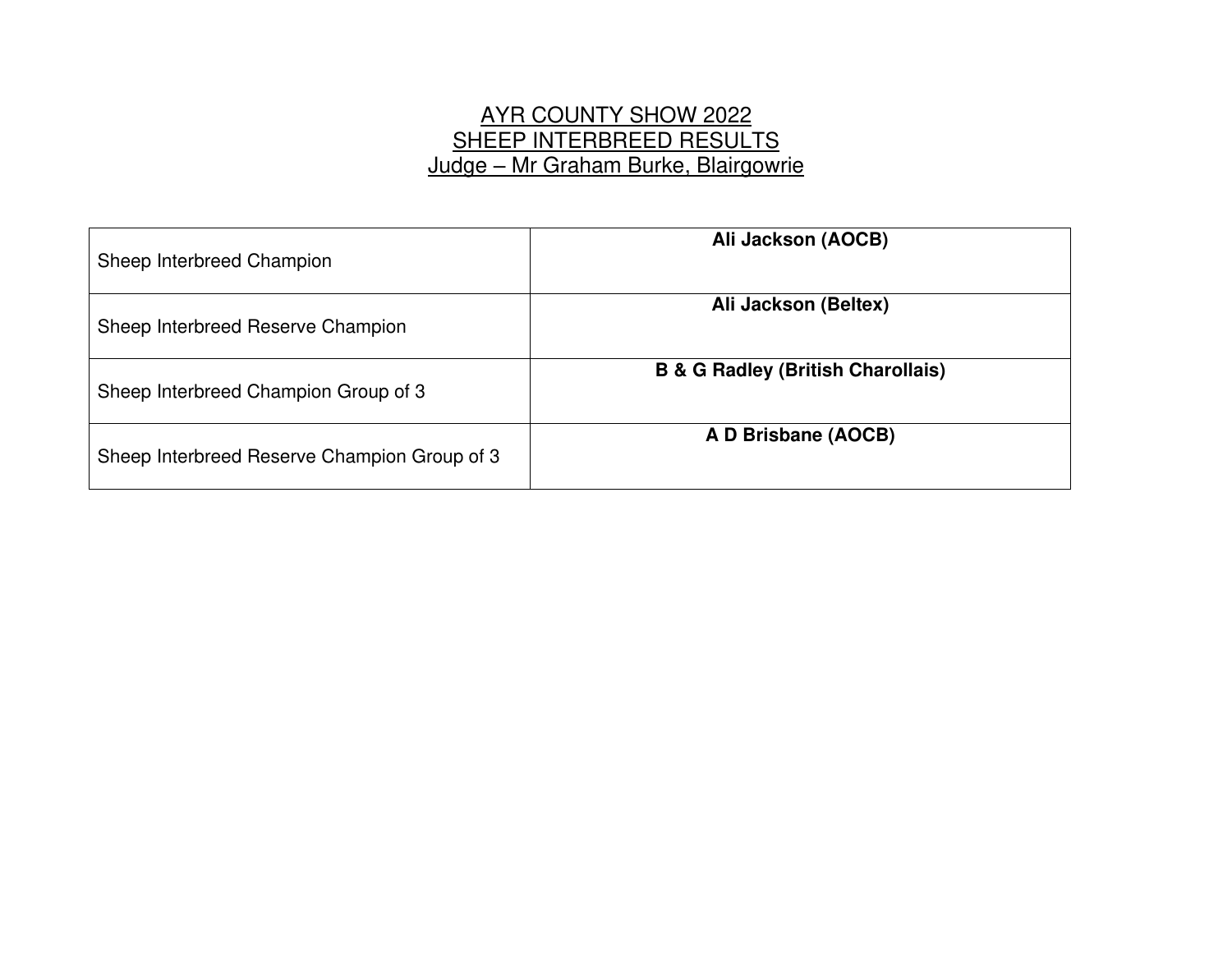# AYR COUNTY SHOW 2022
## SHEEP INTERBREED RESULTS
### Judge – Mr Graham Burke, Blairgowrie

| | |
|---|---|
| Sheep Interbreed Champion | **Ali Jackson (AOCB)** |
| Sheep Interbreed Reserve Champion | **Ali Jackson (Beltex)** |
| Sheep Interbreed Champion Group of 3 | **B & G Radley (British Charollais)** |
| Sheep Interbreed Reserve Champion Group of 3 | **A D Brisbane (AOCB)** |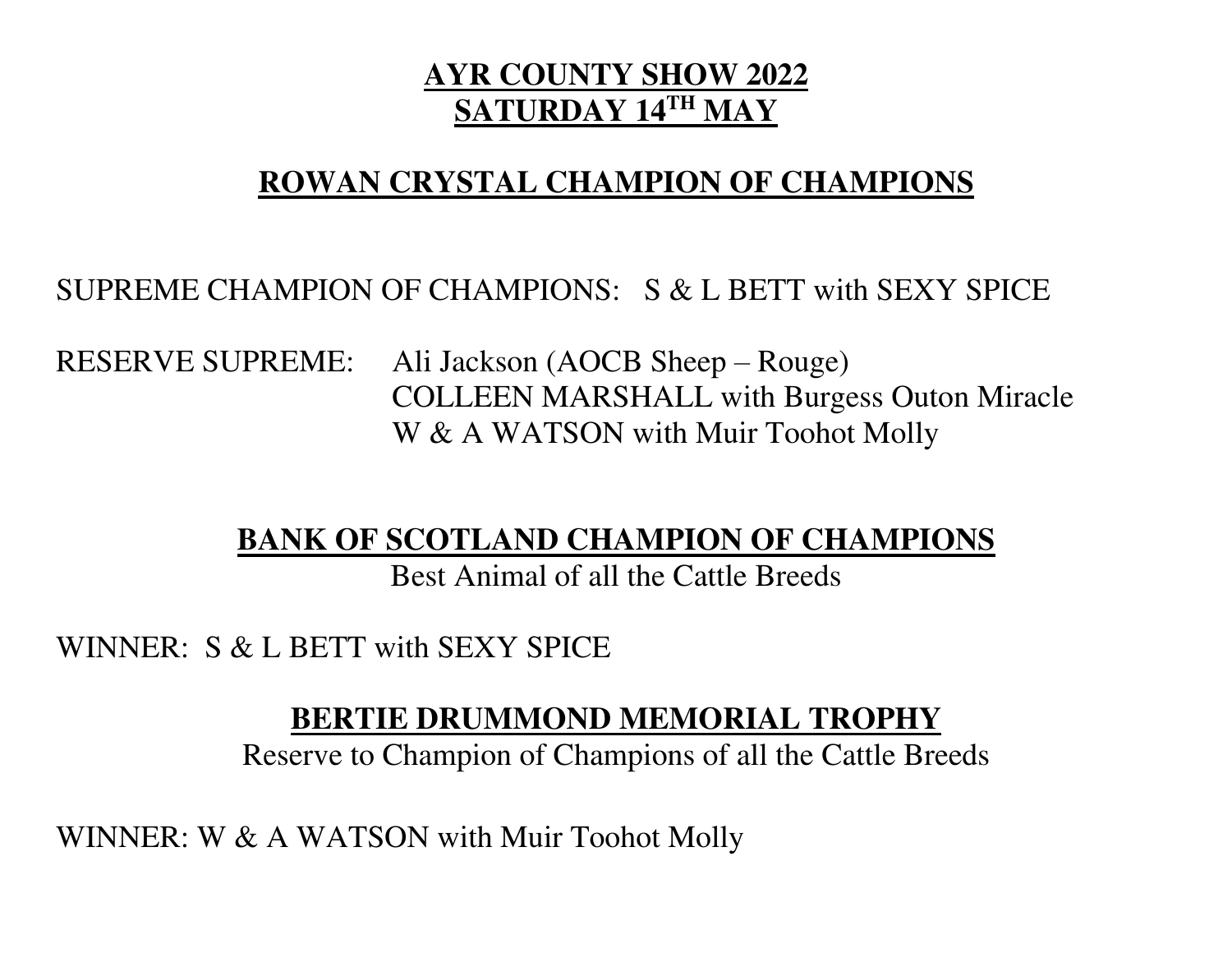# AYR COUNTY SHOW 2022
# SATURDAY 14TH MAY

## ROWAN CRYSTAL CHAMPION OF CHAMPIONS

SUPREME CHAMPION OF CHAMPIONS: S & L BETT with SEXY SPICE

RESERVE SUPREME: Ali Jackson (AOCB Sheep – Rouge)
COLLEEN MARSHALL with Burgess Outon Miracle
W & A WATSON with Muir Toohot Molly

## BANK OF SCOTLAND CHAMPION OF CHAMPIONS

Best Animal of all the Cattle Breeds

WINNER: S & L BETT with SEXY SPICE

## BERTIE DRUMMOND MEMORIAL TROPHY

Reserve to Champion of Champions of all the Cattle Breeds

WINNER: W & A WATSON with Muir Toohot Molly